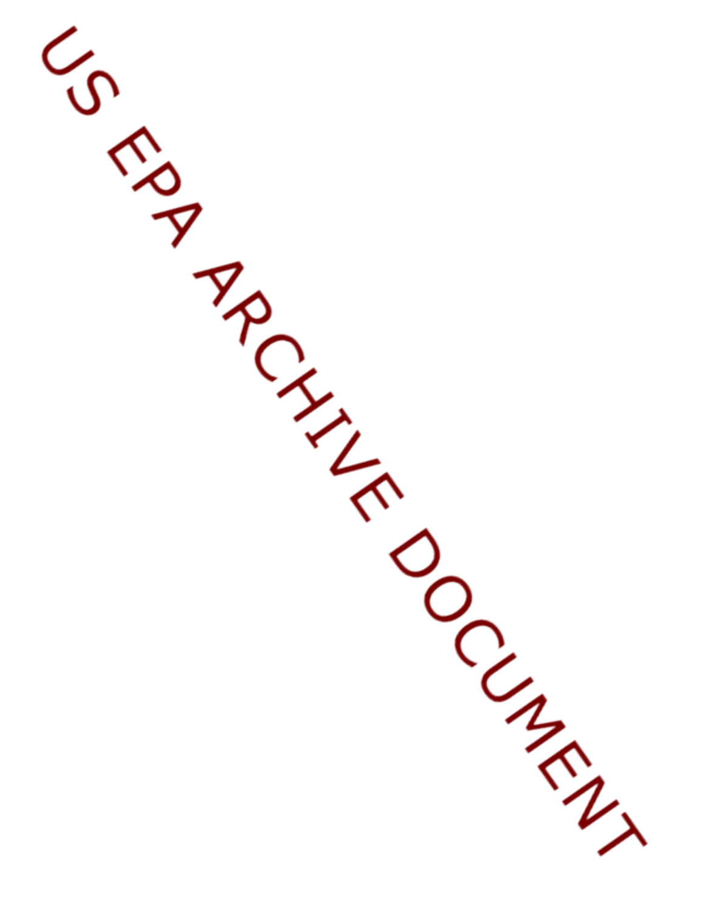US EPA ARCHIVE DOCUMENT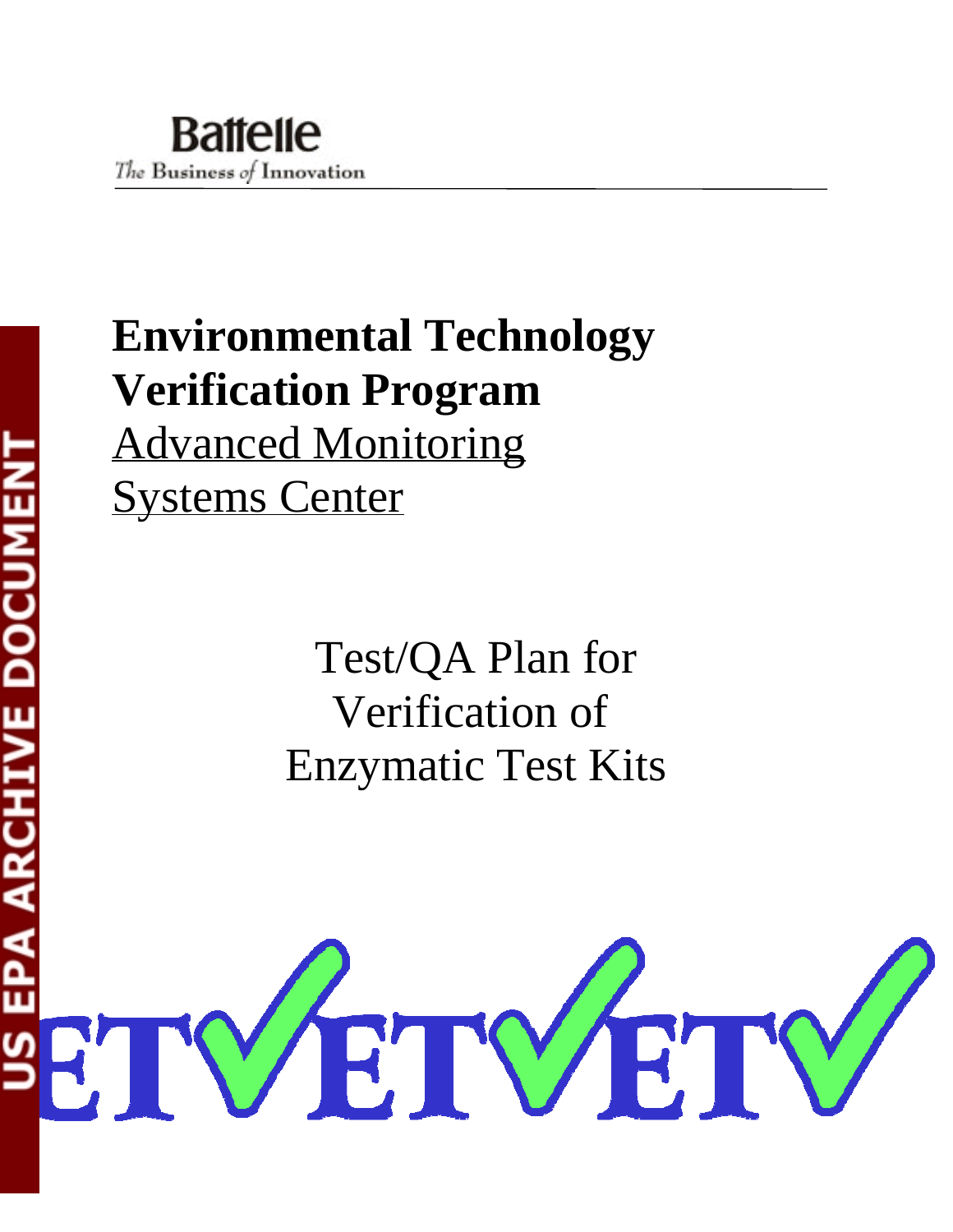Battelle

The Business of Innovation

# Environmental Technology Verification Program

Advanced Monitoring Systems Center

## Test/QA Plan for Verification of Enzymatic Test Kits

US EPA ARCHIVE DOCUMENT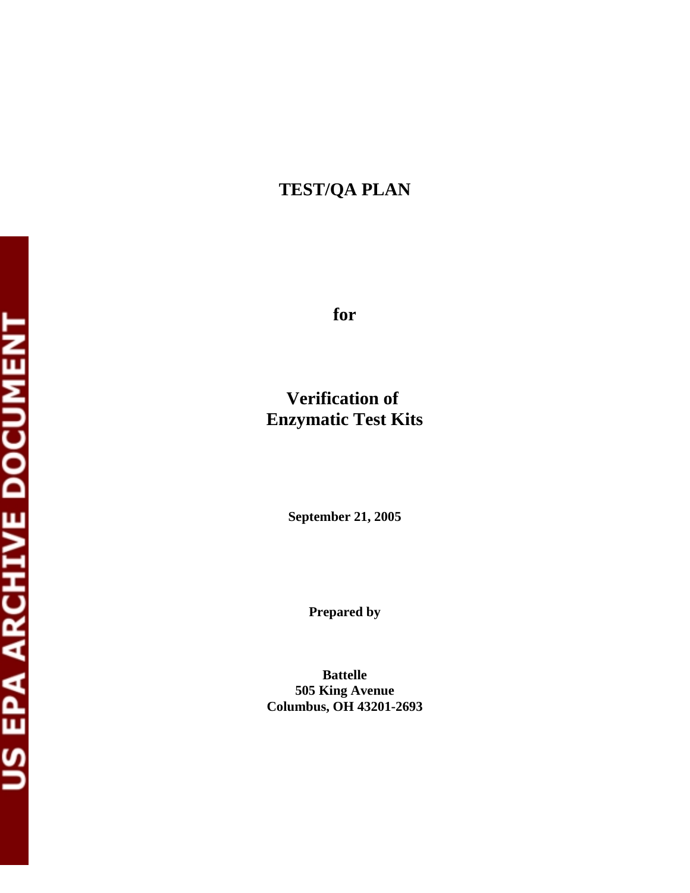# TEST/QA PLAN

**for**

## Verification of Enzymatic Test Kits

**September 21, 2005**

**Prepared by**

**Battelle**
**505 King Avenue**
**Columbus, OH 43201-2693**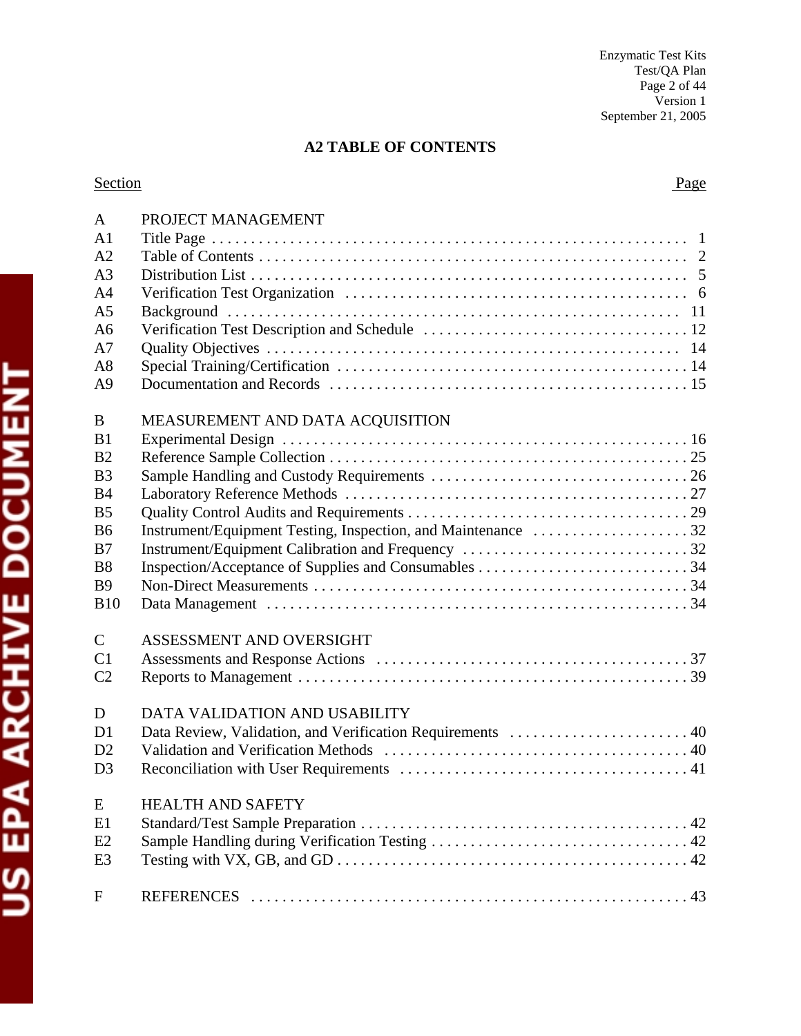## A2 TABLE OF CONTENTS

| Section | | Page |
|---|---|---|
| A | PROJECT MANAGEMENT | |
| A1 | Title Page | 1 |
| A2 | Table of Contents | 2 |
| A3 | Distribution List | 5 |
| A4 | Verification Test Organization | 6 |
| A5 | Background | 11 |
| A6 | Verification Test Description and Schedule | 12 |
| A7 | Quality Objectives | 14 |
| A8 | Special Training/Certification | 14 |
| A9 | Documentation and Records | 15 |
| B | MEASUREMENT AND DATA ACQUISITION | |
| B1 | Experimental Design | 16 |
| B2 | Reference Sample Collection | 25 |
| B3 | Sample Handling and Custody Requirements | 26 |
| B4 | Laboratory Reference Methods | 27 |
| B5 | Quality Control Audits and Requirements | 29 |
| B6 | Instrument/Equipment Testing, Inspection, and Maintenance | 32 |
| B7 | Instrument/Equipment Calibration and Frequency | 32 |
| B8 | Inspection/Acceptance of Supplies and Consumables | 34 |
| B9 | Non-Direct Measurements | 34 |
| B10 | Data Management | 34 |
| C | ASSESSMENT AND OVERSIGHT | |
| C1 | Assessments and Response Actions | 37 |
| C2 | Reports to Management | 39 |
| D | DATA VALIDATION AND USABILITY | |
| D1 | Data Review, Validation, and Verification Requirements | 40 |
| D2 | Validation and Verification Methods | 40 |
| D3 | Reconciliation with User Requirements | 41 |
| E | HEALTH AND SAFETY | |
| E1 | Standard/Test Sample Preparation | 42 |
| E2 | Sample Handling during Verification Testing | 42 |
| E3 | Testing with VX, GB, and GD | 42 |
| F | REFERENCES | 43 |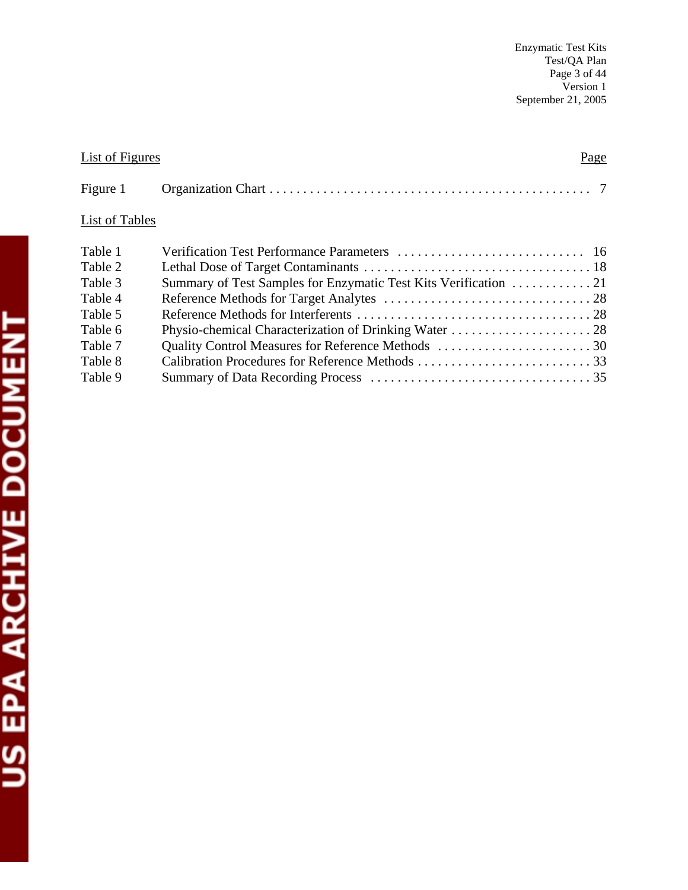List of Figures | Page
---|---

| | | Page |
|---|---|---|
| Figure 1 | Organization Chart | 7 |

List of Tables

| | | |
|---|---|---|
| Table 1 | Verification Test Performance Parameters | 16 |
| Table 2 | Lethal Dose of Target Contaminants | 18 |
| Table 3 | Summary of Test Samples for Enzymatic Test Kits Verification | 21 |
| Table 4 | Reference Methods for Target Analytes | 28 |
| Table 5 | Reference Methods for Interferents | 28 |
| Table 6 | Physio-chemical Characterization of Drinking Water | 28 |
| Table 7 | Quality Control Measures for Reference Methods | 30 |
| Table 8 | Calibration Procedures for Reference Methods | 33 |
| Table 9 | Summary of Data Recording Process | 35 |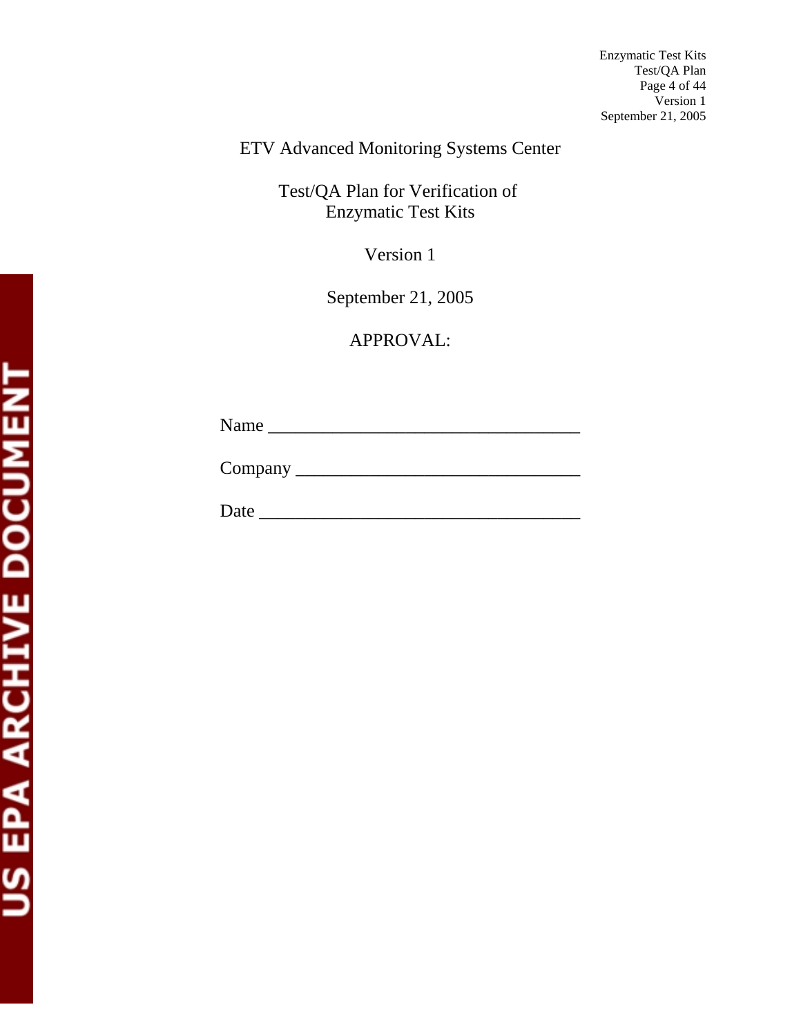ETV Advanced Monitoring Systems Center

Test/QA Plan for Verification of
Enzymatic Test Kits

Version 1

September 21, 2005

APPROVAL:

Name ________________________________

Company _____________________________

Date _________________________________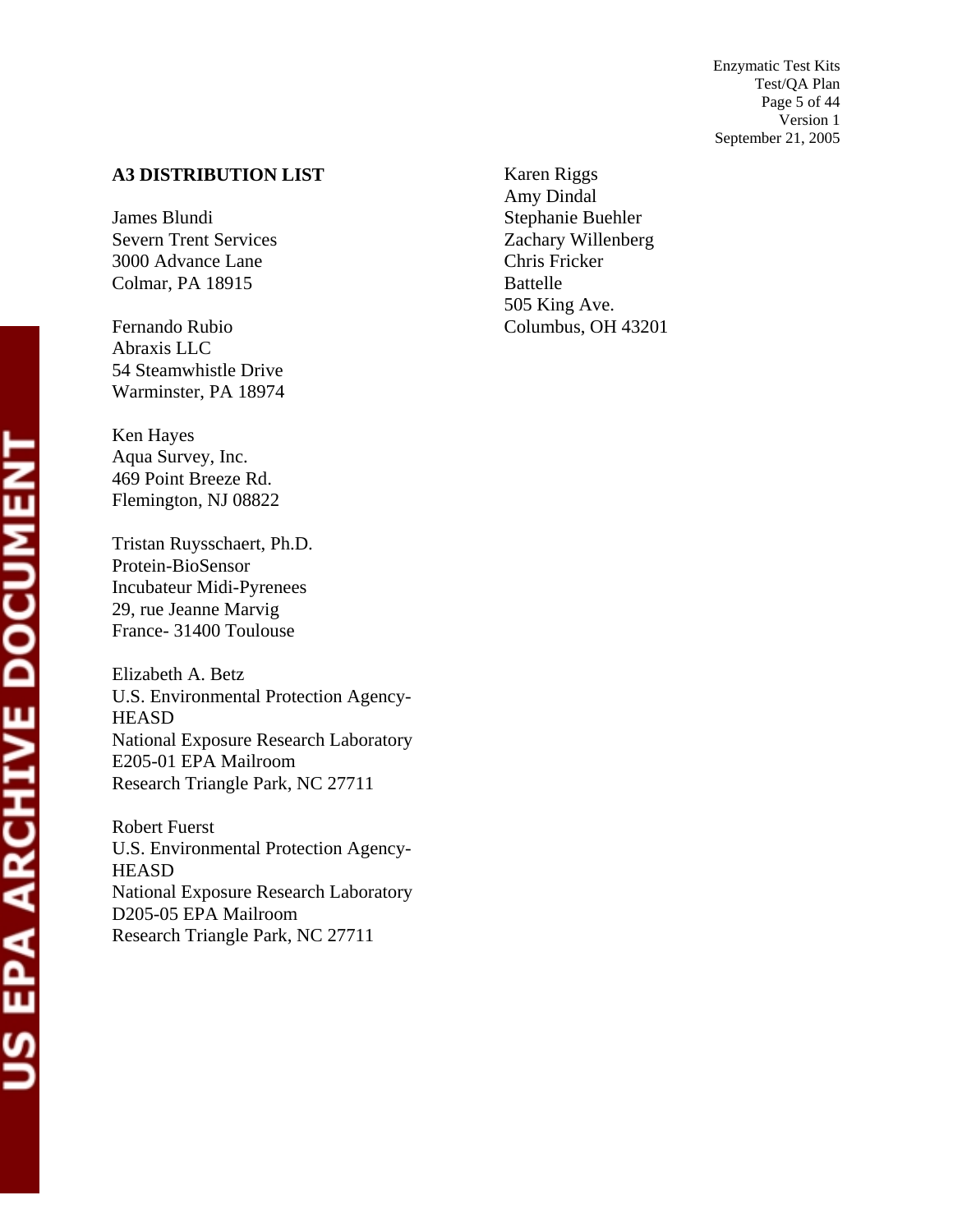## A3 DISTRIBUTION LIST

James Blundi
Severn Trent Services
3000 Advance Lane
Colmar, PA 18915

Fernando Rubio
Abraxis LLC
54 Steamwhistle Drive
Warminster, PA 18974

Ken Hayes
Aqua Survey, Inc.
469 Point Breeze Rd.
Flemington, NJ 08822

Tristan Ruysschaert, Ph.D.
Protein-BioSensor
Incubateur Midi-Pyrenees
29, rue Jeanne Marvig
France- 31400 Toulouse

Elizabeth A. Betz
U.S. Environmental Protection Agency-HEASD
National Exposure Research Laboratory
E205-01 EPA Mailroom
Research Triangle Park, NC 27711

Robert Fuerst
U.S. Environmental Protection Agency-HEASD
National Exposure Research Laboratory
D205-05 EPA Mailroom
Research Triangle Park, NC 27711

Karen Riggs
Amy Dindal
Stephanie Buehler
Zachary Willenberg
Chris Fricker
Battelle
505 King Ave.
Columbus, OH 43201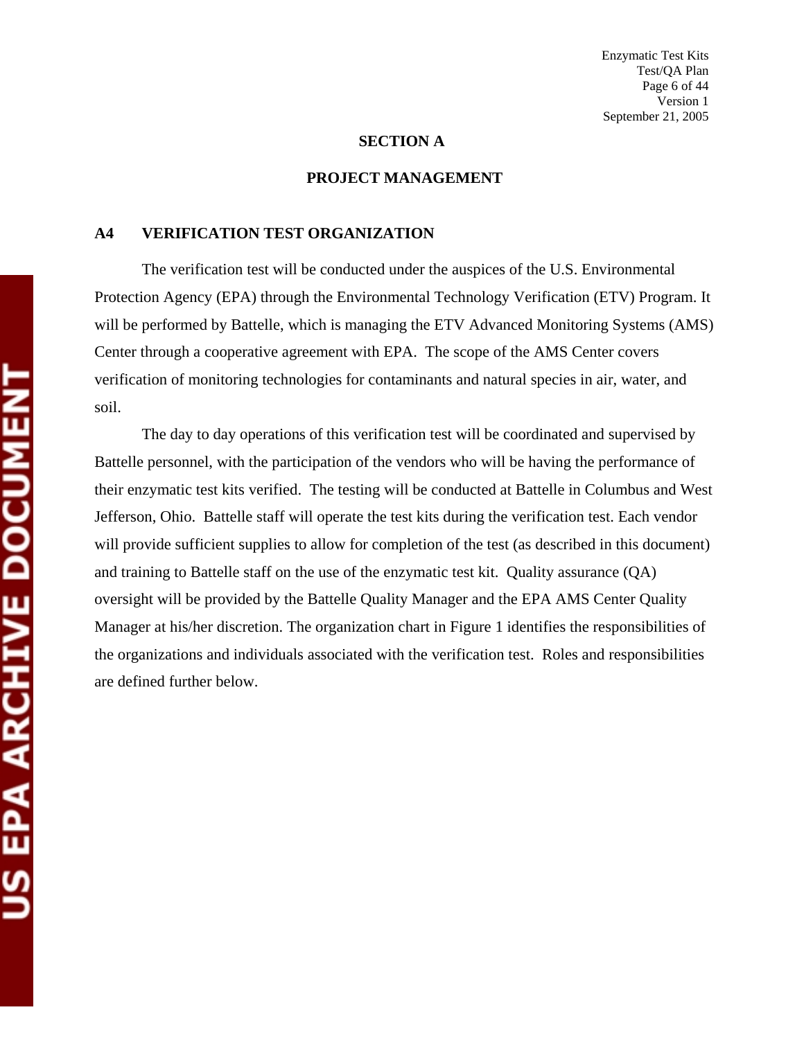## SECTION A

## PROJECT MANAGEMENT

### A4 VERIFICATION TEST ORGANIZATION

The verification test will be conducted under the auspices of the U.S. Environmental Protection Agency (EPA) through the Environmental Technology Verification (ETV) Program. It will be performed by Battelle, which is managing the ETV Advanced Monitoring Systems (AMS) Center through a cooperative agreement with EPA. The scope of the AMS Center covers verification of monitoring technologies for contaminants and natural species in air, water, and soil.

The day to day operations of this verification test will be coordinated and supervised by Battelle personnel, with the participation of the vendors who will be having the performance of their enzymatic test kits verified. The testing will be conducted at Battelle in Columbus and West Jefferson, Ohio. Battelle staff will operate the test kits during the verification test. Each vendor will provide sufficient supplies to allow for completion of the test (as described in this document) and training to Battelle staff on the use of the enzymatic test kit. Quality assurance (QA) oversight will be provided by the Battelle Quality Manager and the EPA AMS Center Quality Manager at his/her discretion. The organization chart in Figure 1 identifies the responsibilities of the organizations and individuals associated with the verification test. Roles and responsibilities are defined further below.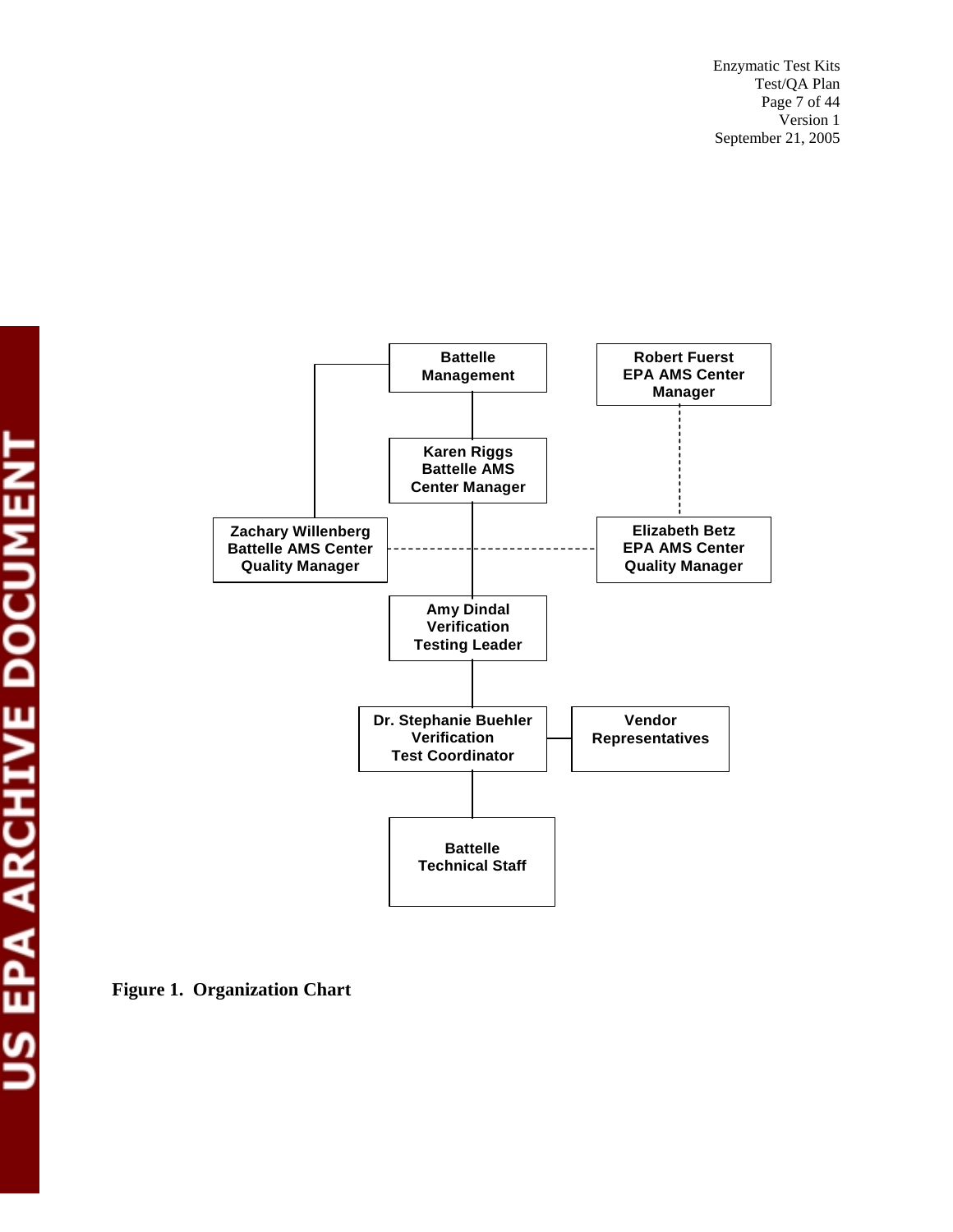Battelle Management

Robert Fuerst
EPA AMS Center
Manager

Karen Riggs
Battelle AMS
Center Manager

Zachary Willenberg
Battelle AMS Center
Quality Manager

Elizabeth Betz
EPA AMS Center
Quality Manager

Amy Dindal
Verification
Testing Leader

Dr. Stephanie Buehler
Verification
Test Coordinator

Vendor
Representatives

Battelle
Technical Staff

**Figure 1. Organization Chart**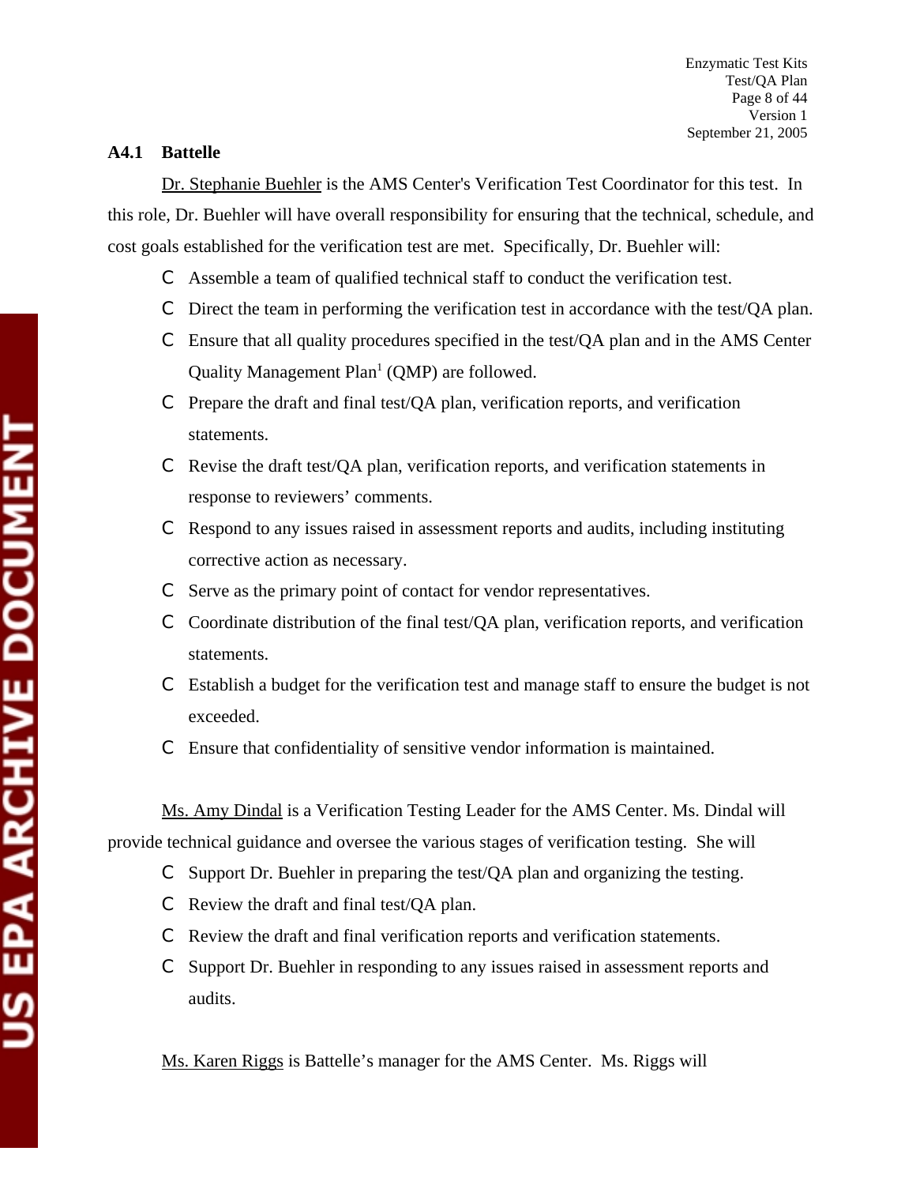### A4.1 Battelle

Dr. Stephanie Buehler is the AMS Center's Verification Test Coordinator for this test. In this role, Dr. Buehler will have overall responsibility for ensuring that the technical, schedule, and cost goals established for the verification test are met. Specifically, Dr. Buehler will:

- Assemble a team of qualified technical staff to conduct the verification test.
- Direct the team in performing the verification test in accordance with the test/QA plan.
- Ensure that all quality procedures specified in the test/QA plan and in the AMS Center Quality Management Plan[1] (QMP) are followed.
- Prepare the draft and final test/QA plan, verification reports, and verification statements.
- Revise the draft test/QA plan, verification reports, and verification statements in response to reviewers' comments.
- Respond to any issues raised in assessment reports and audits, including instituting corrective action as necessary.
- Serve as the primary point of contact for vendor representatives.
- Coordinate distribution of the final test/QA plan, verification reports, and verification statements.
- Establish a budget for the verification test and manage staff to ensure the budget is not exceeded.
- Ensure that confidentiality of sensitive vendor information is maintained.

Ms. Amy Dindal is a Verification Testing Leader for the AMS Center. Ms. Dindal will provide technical guidance and oversee the various stages of verification testing. She will

- Support Dr. Buehler in preparing the test/QA plan and organizing the testing.
- Review the draft and final test/QA plan.
- Review the draft and final verification reports and verification statements.
- Support Dr. Buehler in responding to any issues raised in assessment reports and audits.

Ms. Karen Riggs is Battelle's manager for the AMS Center. Ms. Riggs will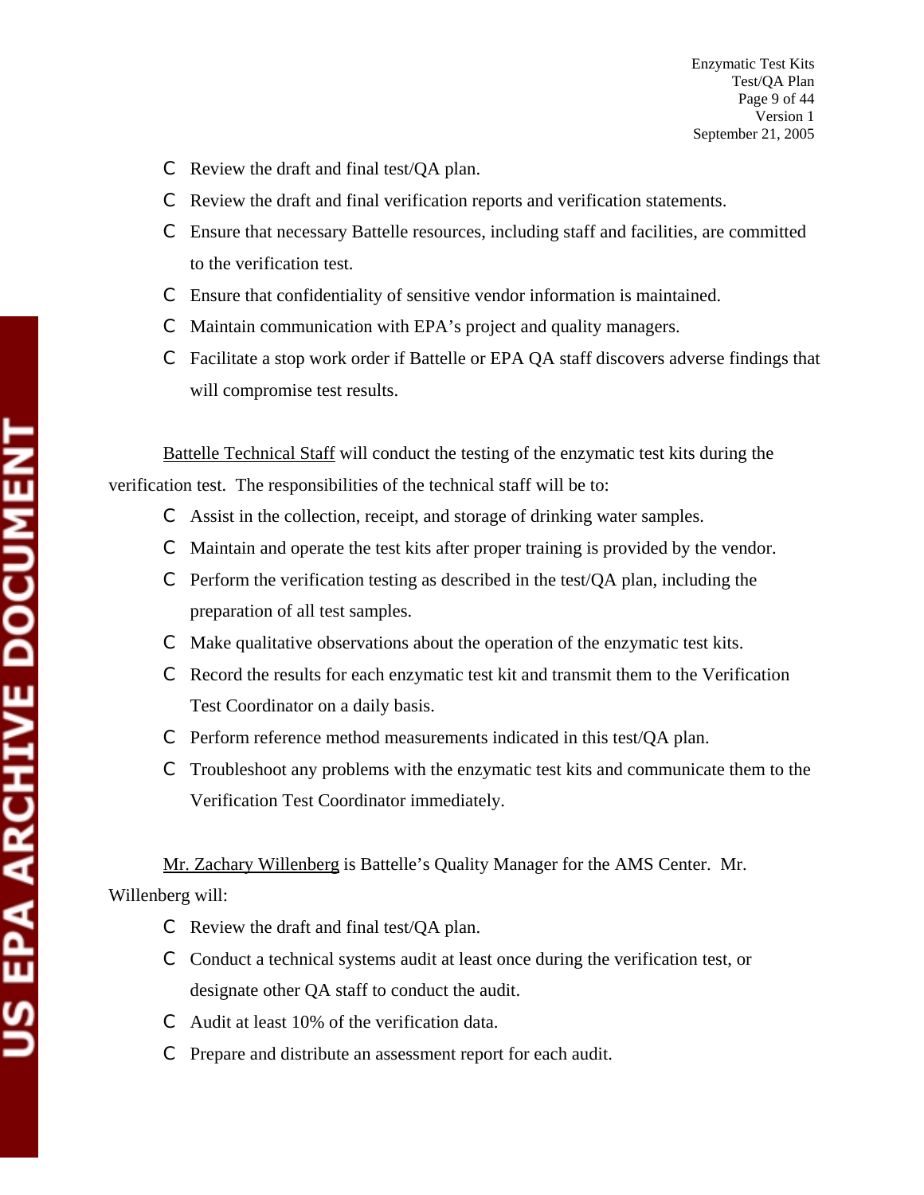- Review the draft and final test/QA plan.
- Review the draft and final verification reports and verification statements.
- Ensure that necessary Battelle resources, including staff and facilities, are committed to the verification test.
- Ensure that confidentiality of sensitive vendor information is maintained.
- Maintain communication with EPA's project and quality managers.
- Facilitate a stop work order if Battelle or EPA QA staff discovers adverse findings that will compromise test results.

Battelle Technical Staff will conduct the testing of the enzymatic test kits during the verification test. The responsibilities of the technical staff will be to:

- Assist in the collection, receipt, and storage of drinking water samples.
- Maintain and operate the test kits after proper training is provided by the vendor.
- Perform the verification testing as described in the test/QA plan, including the preparation of all test samples.
- Make qualitative observations about the operation of the enzymatic test kits.
- Record the results for each enzymatic test kit and transmit them to the Verification Test Coordinator on a daily basis.
- Perform reference method measurements indicated in this test/QA plan.
- Troubleshoot any problems with the enzymatic test kits and communicate them to the Verification Test Coordinator immediately.

Mr. Zachary Willenberg is Battelle's Quality Manager for the AMS Center. Mr. Willenberg will:

- Review the draft and final test/QA plan.
- Conduct a technical systems audit at least once during the verification test, or designate other QA staff to conduct the audit.
- Audit at least 10% of the verification data.
- Prepare and distribute an assessment report for each audit.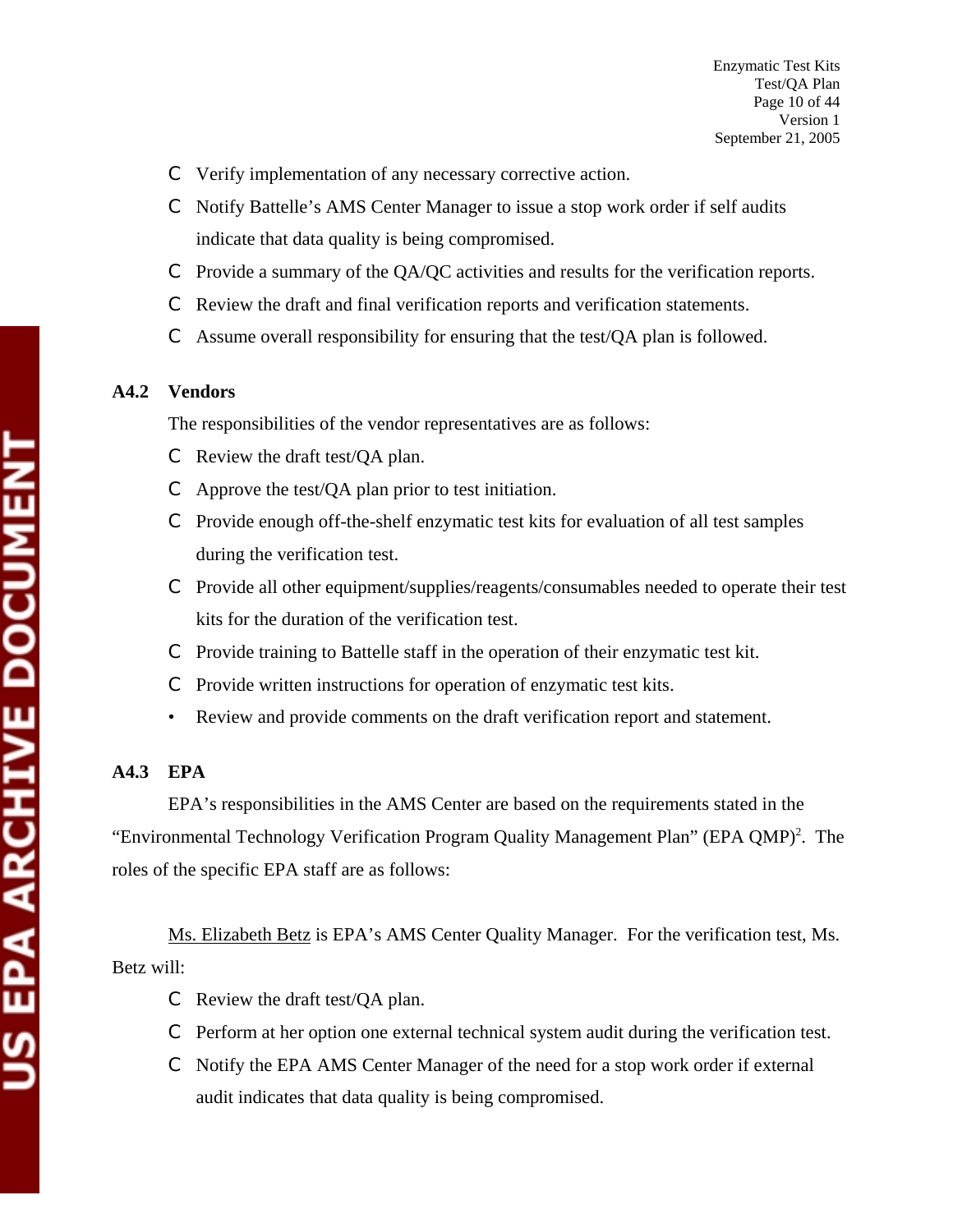- Verify implementation of any necessary corrective action.
- Notify Battelle's AMS Center Manager to issue a stop work order if self audits indicate that data quality is being compromised.
- Provide a summary of the QA/QC activities and results for the verification reports.
- Review the draft and final verification reports and verification statements.
- Assume overall responsibility for ensuring that the test/QA plan is followed.

### A4.2 Vendors

The responsibilities of the vendor representatives are as follows:

- Review the draft test/QA plan.
- Approve the test/QA plan prior to test initiation.
- Provide enough off-the-shelf enzymatic test kits for evaluation of all test samples during the verification test.
- Provide all other equipment/supplies/reagents/consumables needed to operate their test kits for the duration of the verification test.
- Provide training to Battelle staff in the operation of their enzymatic test kit.
- Provide written instructions for operation of enzymatic test kits.
- Review and provide comments on the draft verification report and statement.

### A4.3 EPA

EPA's responsibilities in the AMS Center are based on the requirements stated in the "Environmental Technology Verification Program Quality Management Plan" (EPA QMP)[2]. The roles of the specific EPA staff are as follows:

Ms. Elizabeth Betz is EPA's AMS Center Quality Manager. For the verification test, Ms. Betz will:

- Review the draft test/QA plan.
- Perform at her option one external technical system audit during the verification test.
- Notify the EPA AMS Center Manager of the need for a stop work order if external audit indicates that data quality is being compromised.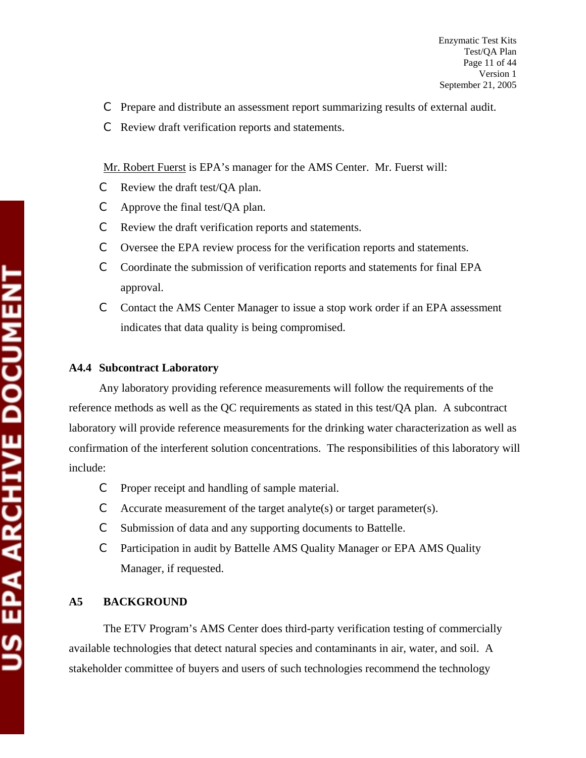- Prepare and distribute an assessment report summarizing results of external audit.
- Review draft verification reports and statements.

Mr. Robert Fuerst is EPA's manager for the AMS Center. Mr. Fuerst will:

- Review the draft test/QA plan.
- Approve the final test/QA plan.
- Review the draft verification reports and statements.
- Oversee the EPA review process for the verification reports and statements.
- Coordinate the submission of verification reports and statements for final EPA approval.
- Contact the AMS Center Manager to issue a stop work order if an EPA assessment indicates that data quality is being compromised.

### A4.4 Subcontract Laboratory

Any laboratory providing reference measurements will follow the requirements of the reference methods as well as the QC requirements as stated in this test/QA plan. A subcontract laboratory will provide reference measurements for the drinking water characterization as well as confirmation of the interferent solution concentrations. The responsibilities of this laboratory will include:

- Proper receipt and handling of sample material.
- Accurate measurement of the target analyte(s) or target parameter(s).
- Submission of data and any supporting documents to Battelle.
- Participation in audit by Battelle AMS Quality Manager or EPA AMS Quality Manager, if requested.

## A5 BACKGROUND

The ETV Program's AMS Center does third-party verification testing of commercially available technologies that detect natural species and contaminants in air, water, and soil. A stakeholder committee of buyers and users of such technologies recommend the technology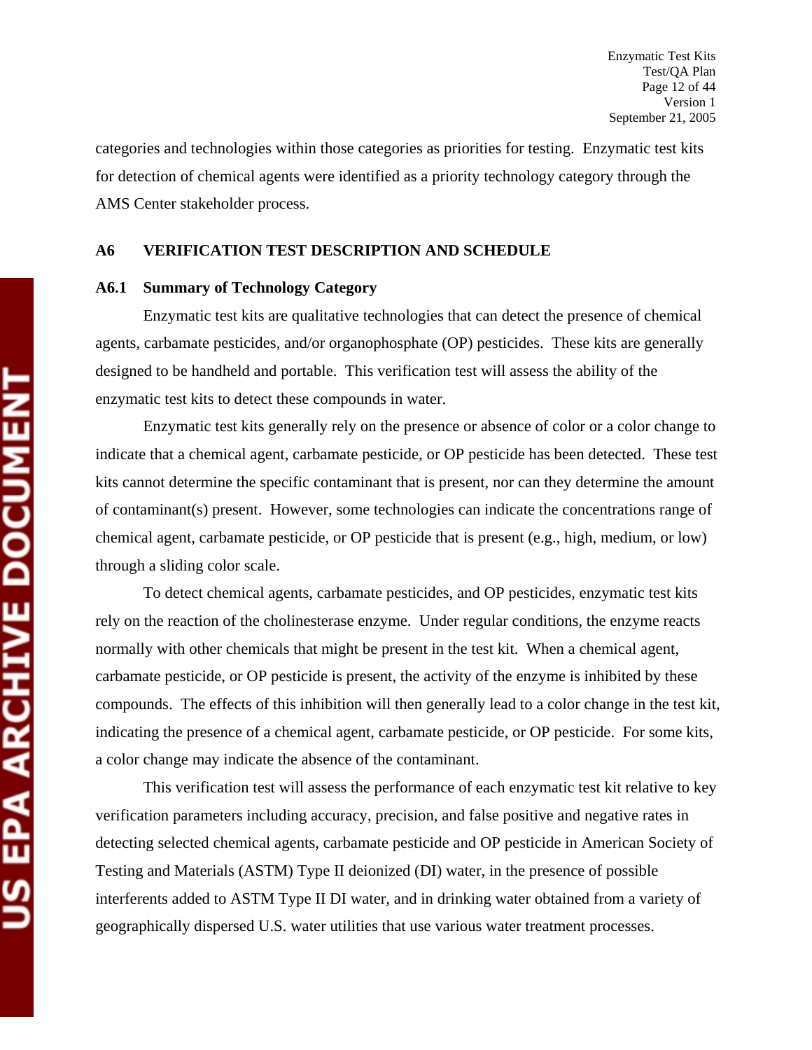categories and technologies within those categories as priorities for testing. Enzymatic test kits for detection of chemical agents were identified as a priority technology category through the AMS Center stakeholder process.

## A6 VERIFICATION TEST DESCRIPTION AND SCHEDULE

### A6.1 Summary of Technology Category

Enzymatic test kits are qualitative technologies that can detect the presence of chemical agents, carbamate pesticides, and/or organophosphate (OP) pesticides. These kits are generally designed to be handheld and portable. This verification test will assess the ability of the enzymatic test kits to detect these compounds in water.

Enzymatic test kits generally rely on the presence or absence of color or a color change to indicate that a chemical agent, carbamate pesticide, or OP pesticide has been detected. These test kits cannot determine the specific contaminant that is present, nor can they determine the amount of contaminant(s) present. However, some technologies can indicate the concentrations range of chemical agent, carbamate pesticide, or OP pesticide that is present (e.g., high, medium, or low) through a sliding color scale.

To detect chemical agents, carbamate pesticides, and OP pesticides, enzymatic test kits rely on the reaction of the cholinesterase enzyme. Under regular conditions, the enzyme reacts normally with other chemicals that might be present in the test kit. When a chemical agent, carbamate pesticide, or OP pesticide is present, the activity of the enzyme is inhibited by these compounds. The effects of this inhibition will then generally lead to a color change in the test kit, indicating the presence of a chemical agent, carbamate pesticide, or OP pesticide. For some kits, a color change may indicate the absence of the contaminant.

This verification test will assess the performance of each enzymatic test kit relative to key verification parameters including accuracy, precision, and false positive and negative rates in detecting selected chemical agents, carbamate pesticide and OP pesticide in American Society of Testing and Materials (ASTM) Type II deionized (DI) water, in the presence of possible interferents added to ASTM Type II DI water, and in drinking water obtained from a variety of geographically dispersed U.S. water utilities that use various water treatment processes.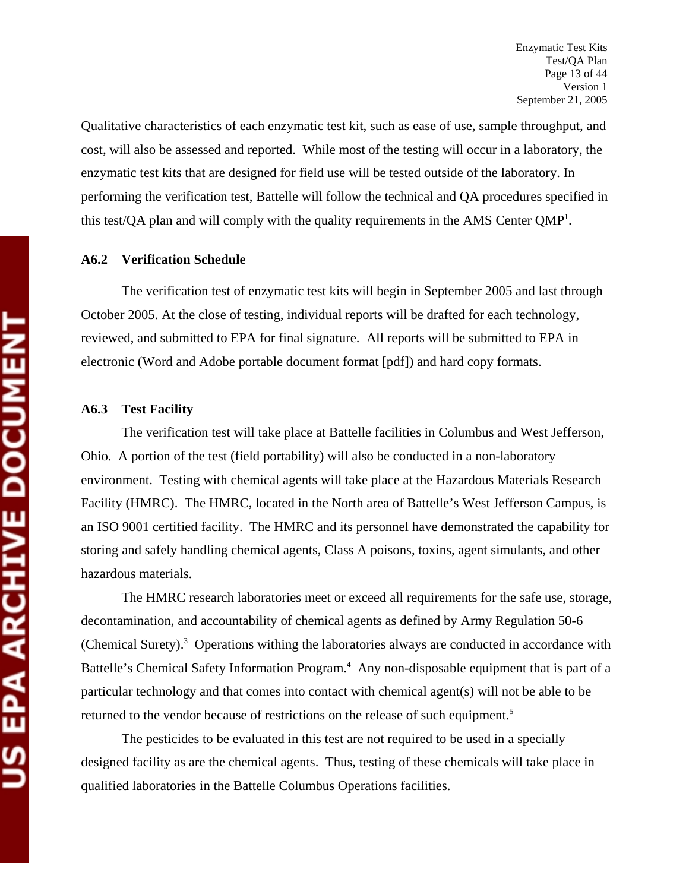Qualitative characteristics of each enzymatic test kit, such as ease of use, sample throughput, and cost, will also be assessed and reported. While most of the testing will occur in a laboratory, the enzymatic test kits that are designed for field use will be tested outside of the laboratory. In performing the verification test, Battelle will follow the technical and QA procedures specified in this test/QA plan and will comply with the quality requirements in the AMS Center QMP[1].

### A6.2 Verification Schedule

The verification test of enzymatic test kits will begin in September 2005 and last through October 2005. At the close of testing, individual reports will be drafted for each technology, reviewed, and submitted to EPA for final signature. All reports will be submitted to EPA in electronic (Word and Adobe portable document format [pdf]) and hard copy formats.

### A6.3 Test Facility

The verification test will take place at Battelle facilities in Columbus and West Jefferson, Ohio. A portion of the test (field portability) will also be conducted in a non-laboratory environment. Testing with chemical agents will take place at the Hazardous Materials Research Facility (HMRC). The HMRC, located in the North area of Battelle's West Jefferson Campus, is an ISO 9001 certified facility. The HMRC and its personnel have demonstrated the capability for storing and safely handling chemical agents, Class A poisons, toxins, agent simulants, and other hazardous materials.

The HMRC research laboratories meet or exceed all requirements for the safe use, storage, decontamination, and accountability of chemical agents as defined by Army Regulation 50-6 (Chemical Surety).[3] Operations withing the laboratories always are conducted in accordance with Battelle's Chemical Safety Information Program.[4] Any non-disposable equipment that is part of a particular technology and that comes into contact with chemical agent(s) will not be able to be returned to the vendor because of restrictions on the release of such equipment.[5]

The pesticides to be evaluated in this test are not required to be used in a specially designed facility as are the chemical agents. Thus, testing of these chemicals will take place in qualified laboratories in the Battelle Columbus Operations facilities.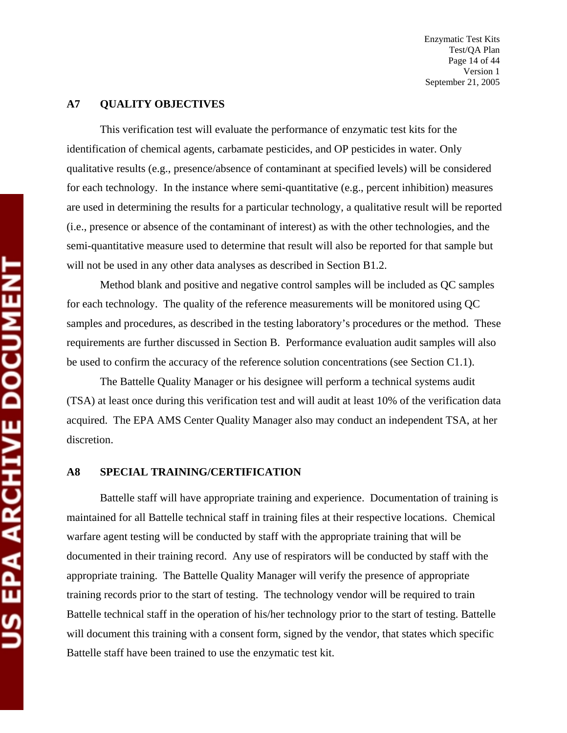## A7 QUALITY OBJECTIVES

This verification test will evaluate the performance of enzymatic test kits for the identification of chemical agents, carbamate pesticides, and OP pesticides in water. Only qualitative results (e.g., presence/absence of contaminant at specified levels) will be considered for each technology. In the instance where semi-quantitative (e.g., percent inhibition) measures are used in determining the results for a particular technology, a qualitative result will be reported (i.e., presence or absence of the contaminant of interest) as with the other technologies, and the semi-quantitative measure used to determine that result will also be reported for that sample but will not be used in any other data analyses as described in Section B1.2.

Method blank and positive and negative control samples will be included as QC samples for each technology. The quality of the reference measurements will be monitored using QC samples and procedures, as described in the testing laboratory's procedures or the method. These requirements are further discussed in Section B. Performance evaluation audit samples will also be used to confirm the accuracy of the reference solution concentrations (see Section C1.1).

The Battelle Quality Manager or his designee will perform a technical systems audit (TSA) at least once during this verification test and will audit at least 10% of the verification data acquired. The EPA AMS Center Quality Manager also may conduct an independent TSA, at her discretion.

## A8 SPECIAL TRAINING/CERTIFICATION

Battelle staff will have appropriate training and experience. Documentation of training is maintained for all Battelle technical staff in training files at their respective locations. Chemical warfare agent testing will be conducted by staff with the appropriate training that will be documented in their training record. Any use of respirators will be conducted by staff with the appropriate training. The Battelle Quality Manager will verify the presence of appropriate training records prior to the start of testing. The technology vendor will be required to train Battelle technical staff in the operation of his/her technology prior to the start of testing. Battelle will document this training with a consent form, signed by the vendor, that states which specific Battelle staff have been trained to use the enzymatic test kit.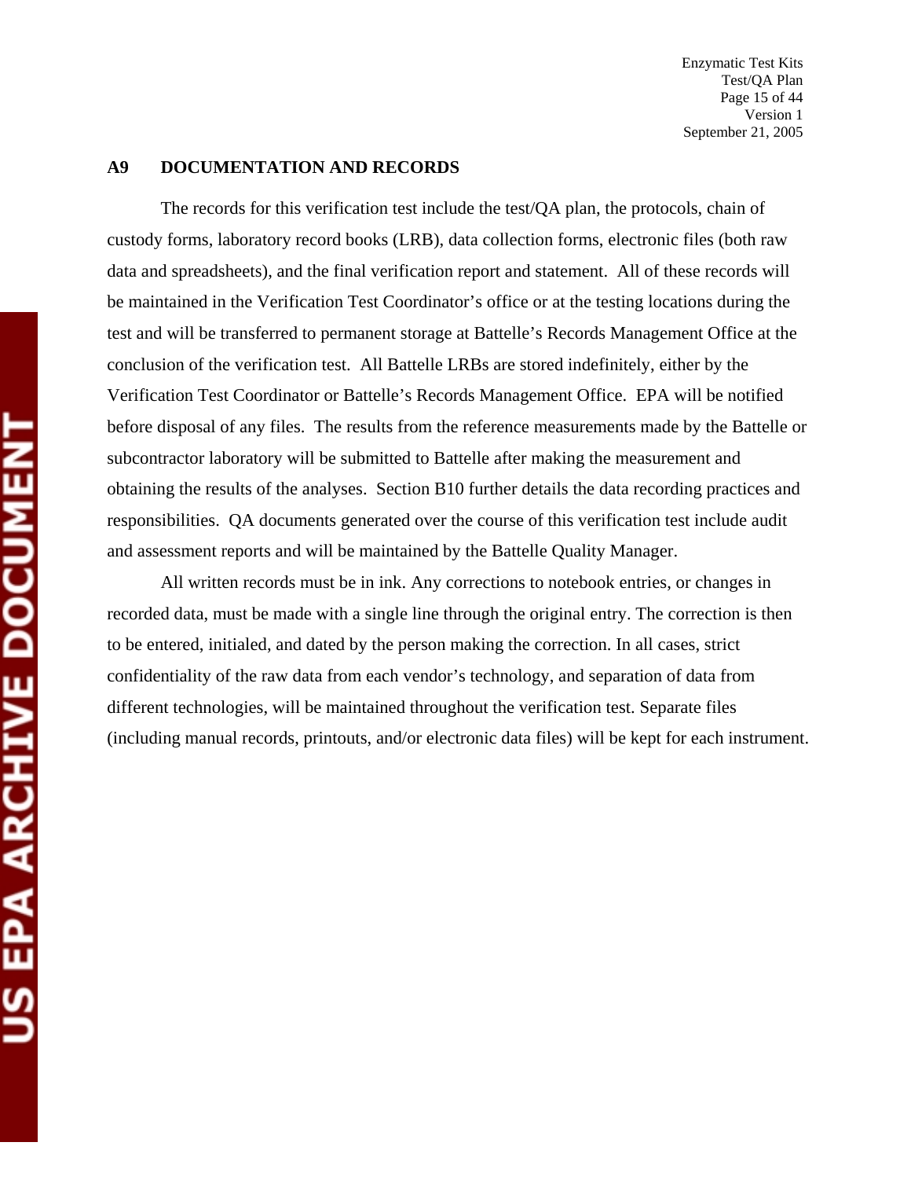## A9 DOCUMENTATION AND RECORDS

The records for this verification test include the test/QA plan, the protocols, chain of custody forms, laboratory record books (LRB), data collection forms, electronic files (both raw data and spreadsheets), and the final verification report and statement. All of these records will be maintained in the Verification Test Coordinator's office or at the testing locations during the test and will be transferred to permanent storage at Battelle's Records Management Office at the conclusion of the verification test. All Battelle LRBs are stored indefinitely, either by the Verification Test Coordinator or Battelle's Records Management Office. EPA will be notified before disposal of any files. The results from the reference measurements made by the Battelle or subcontractor laboratory will be submitted to Battelle after making the measurement and obtaining the results of the analyses. Section B10 further details the data recording practices and responsibilities. QA documents generated over the course of this verification test include audit and assessment reports and will be maintained by the Battelle Quality Manager.

All written records must be in ink. Any corrections to notebook entries, or changes in recorded data, must be made with a single line through the original entry. The correction is then to be entered, initialed, and dated by the person making the correction. In all cases, strict confidentiality of the raw data from each vendor's technology, and separation of data from different technologies, will be maintained throughout the verification test. Separate files (including manual records, printouts, and/or electronic data files) will be kept for each instrument.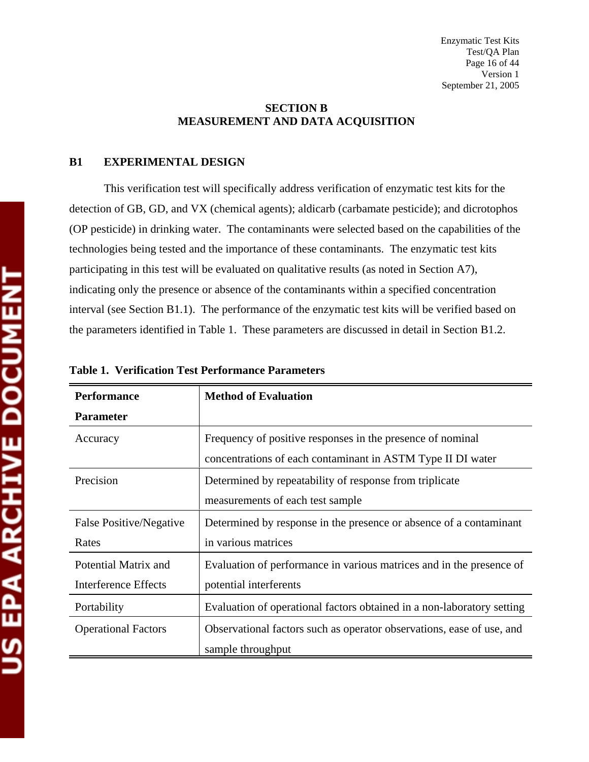## SECTION B
## MEASUREMENT AND DATA ACQUISITION

### B1 EXPERIMENTAL DESIGN

This verification test will specifically address verification of enzymatic test kits for the detection of GB, GD, and VX (chemical agents); aldicarb (carbamate pesticide); and dicrotophos (OP pesticide) in drinking water. The contaminants were selected based on the capabilities of the technologies being tested and the importance of these contaminants. The enzymatic test kits participating in this test will be evaluated on qualitative results (as noted in Section A7), indicating only the presence or absence of the contaminants within a specified concentration interval (see Section B1.1). The performance of the enzymatic test kits will be verified based on the parameters identified in Table 1. These parameters are discussed in detail in Section B1.2.

**Table 1. Verification Test Performance Parameters**

| Performance Parameter | Method of Evaluation |
|---|---|
| Accuracy | Frequency of positive responses in the presence of nominal concentrations of each contaminant in ASTM Type II DI water |
| Precision | Determined by repeatability of response from triplicate measurements of each test sample |
| False Positive/Negative Rates | Determined by response in the presence or absence of a contaminant in various matrices |
| Potential Matrix and Interference Effects | Evaluation of performance in various matrices and in the presence of potential interferents |
| Portability | Evaluation of operational factors obtained in a non-laboratory setting |
| Operational Factors | Observational factors such as operator observations, ease of use, and sample throughput |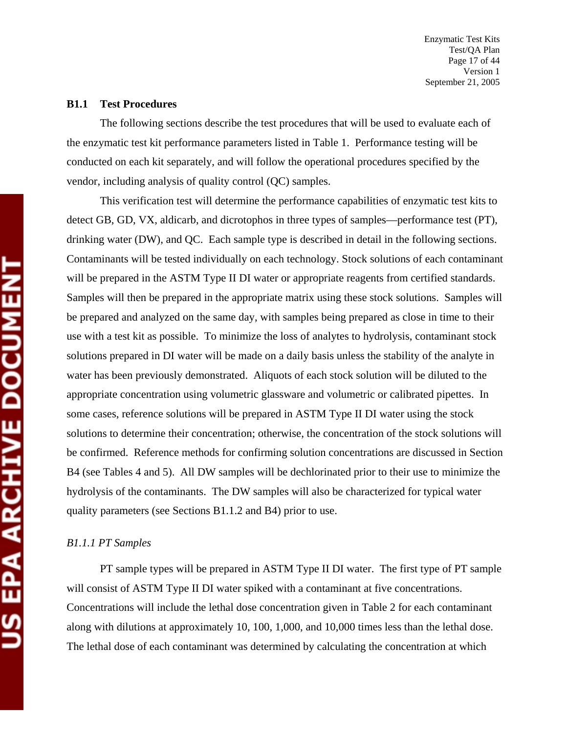### B1.1 Test Procedures

The following sections describe the test procedures that will be used to evaluate each of the enzymatic test kit performance parameters listed in Table 1. Performance testing will be conducted on each kit separately, and will follow the operational procedures specified by the vendor, including analysis of quality control (QC) samples.

This verification test will determine the performance capabilities of enzymatic test kits to detect GB, GD, VX, aldicarb, and dicrotophos in three types of samples—performance test (PT), drinking water (DW), and QC. Each sample type is described in detail in the following sections. Contaminants will be tested individually on each technology. Stock solutions of each contaminant will be prepared in the ASTM Type II DI water or appropriate reagents from certified standards. Samples will then be prepared in the appropriate matrix using these stock solutions. Samples will be prepared and analyzed on the same day, with samples being prepared as close in time to their use with a test kit as possible. To minimize the loss of analytes to hydrolysis, contaminant stock solutions prepared in DI water will be made on a daily basis unless the stability of the analyte in water has been previously demonstrated. Aliquots of each stock solution will be diluted to the appropriate concentration using volumetric glassware and volumetric or calibrated pipettes. In some cases, reference solutions will be prepared in ASTM Type II DI water using the stock solutions to determine their concentration; otherwise, the concentration of the stock solutions will be confirmed. Reference methods for confirming solution concentrations are discussed in Section B4 (see Tables 4 and 5). All DW samples will be dechlorinated prior to their use to minimize the hydrolysis of the contaminants. The DW samples will also be characterized for typical water quality parameters (see Sections B1.1.2 and B4) prior to use.

#### *B1.1.1 PT Samples*

PT sample types will be prepared in ASTM Type II DI water. The first type of PT sample will consist of ASTM Type II DI water spiked with a contaminant at five concentrations. Concentrations will include the lethal dose concentration given in Table 2 for each contaminant along with dilutions at approximately 10, 100, 1,000, and 10,000 times less than the lethal dose. The lethal dose of each contaminant was determined by calculating the concentration at which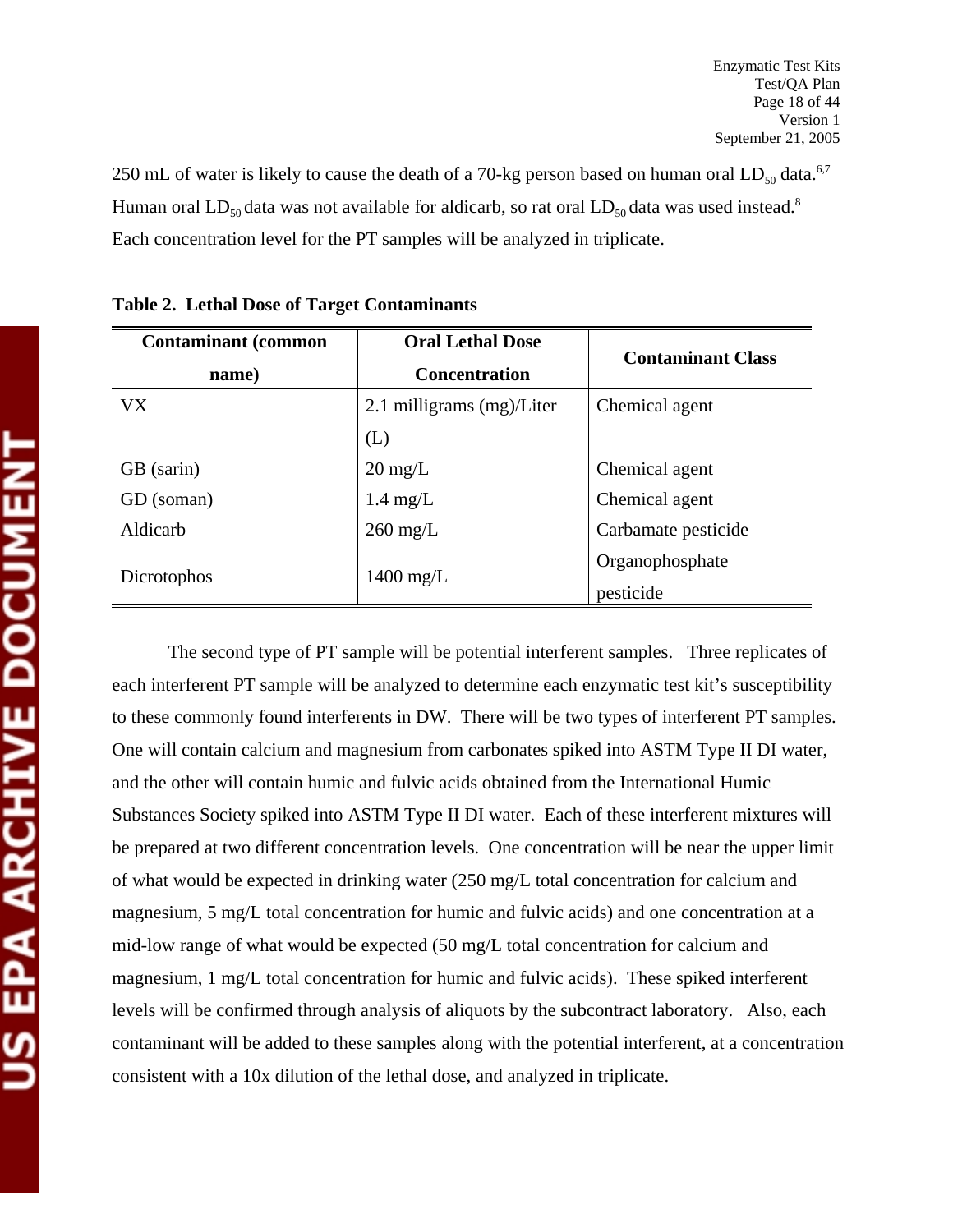250 mL of water is likely to cause the death of a 70-kg person based on human oral $LD_{50}$ data.[6,7] Human oral $LD_{50}$ data was not available for aldicarb, so rat oral $LD_{50}$ data was used instead.[8] Each concentration level for the PT samples will be analyzed in triplicate.

**Table 2. Lethal Dose of Target Contaminants**

| Contaminant (common name) | Oral Lethal Dose Concentration | Contaminant Class |
|---|---|---|
| VX | 2.1 milligrams (mg)/Liter (L) | Chemical agent |
| GB (sarin) | 20 mg/L | Chemical agent |
| GD (soman) | 1.4 mg/L | Chemical agent |
| Aldicarb | 260 mg/L | Carbamate pesticide |
| Dicrotophos | 1400 mg/L | Organophosphate pesticide |

The second type of PT sample will be potential interferent samples. Three replicates of each interferent PT sample will be analyzed to determine each enzymatic test kit's susceptibility to these commonly found interferents in DW. There will be two types of interferent PT samples. One will contain calcium and magnesium from carbonates spiked into ASTM Type II DI water, and the other will contain humic and fulvic acids obtained from the International Humic Substances Society spiked into ASTM Type II DI water. Each of these interferent mixtures will be prepared at two different concentration levels. One concentration will be near the upper limit of what would be expected in drinking water (250 mg/L total concentration for calcium and magnesium, 5 mg/L total concentration for humic and fulvic acids) and one concentration at a mid-low range of what would be expected (50 mg/L total concentration for calcium and magnesium, 1 mg/L total concentration for humic and fulvic acids). These spiked interferent levels will be confirmed through analysis of aliquots by the subcontract laboratory. Also, each contaminant will be added to these samples along with the potential interferent, at a concentration consistent with a 10x dilution of the lethal dose, and analyzed in triplicate.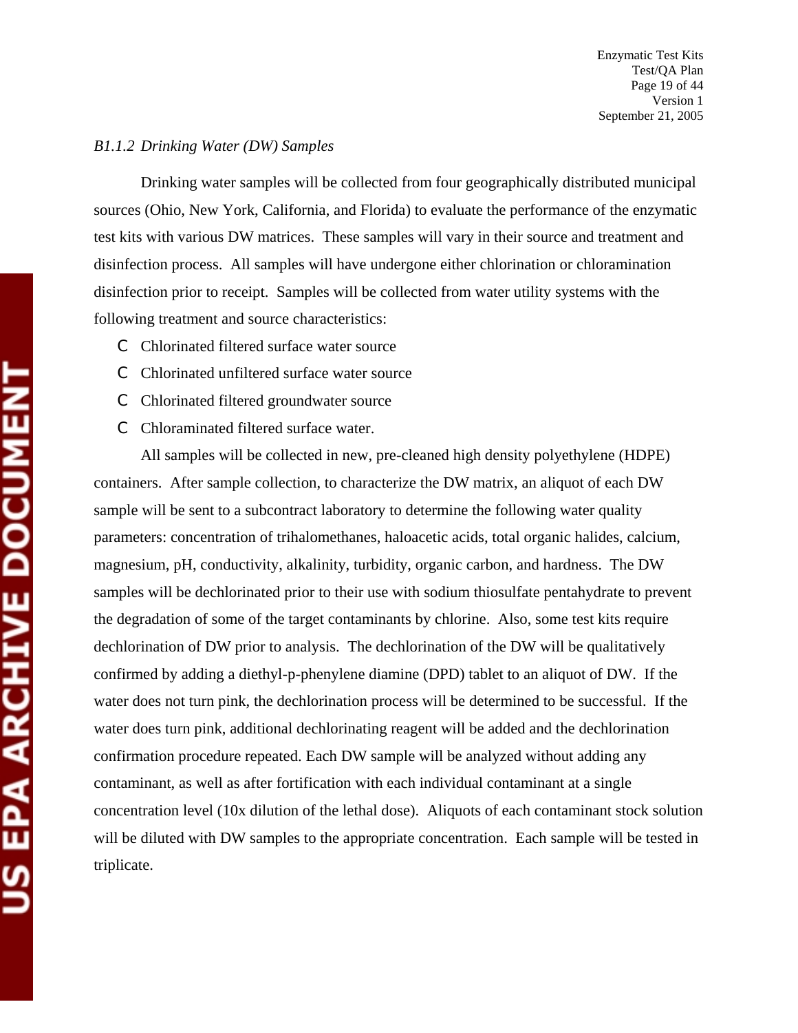*B1.1.2 Drinking Water (DW) Samples*

Drinking water samples will be collected from four geographically distributed municipal sources (Ohio, New York, California, and Florida) to evaluate the performance of the enzymatic test kits with various DW matrices. These samples will vary in their source and treatment and disinfection process. All samples will have undergone either chlorination or chloramination disinfection prior to receipt. Samples will be collected from water utility systems with the following treatment and source characteristics:

- Chlorinated filtered surface water source
- Chlorinated unfiltered surface water source
- Chlorinated filtered groundwater source
- Chloraminated filtered surface water.

All samples will be collected in new, pre-cleaned high density polyethylene (HDPE) containers. After sample collection, to characterize the DW matrix, an aliquot of each DW sample will be sent to a subcontract laboratory to determine the following water quality parameters: concentration of trihalomethanes, haloacetic acids, total organic halides, calcium, magnesium, pH, conductivity, alkalinity, turbidity, organic carbon, and hardness. The DW samples will be dechlorinated prior to their use with sodium thiosulfate pentahydrate to prevent the degradation of some of the target contaminants by chlorine. Also, some test kits require dechlorination of DW prior to analysis. The dechlorination of the DW will be qualitatively confirmed by adding a diethyl-p-phenylene diamine (DPD) tablet to an aliquot of DW. If the water does not turn pink, the dechlorination process will be determined to be successful. If the water does turn pink, additional dechlorinating reagent will be added and the dechlorination confirmation procedure repeated. Each DW sample will be analyzed without adding any contaminant, as well as after fortification with each individual contaminant at a single concentration level (10x dilution of the lethal dose). Aliquots of each contaminant stock solution will be diluted with DW samples to the appropriate concentration. Each sample will be tested in triplicate.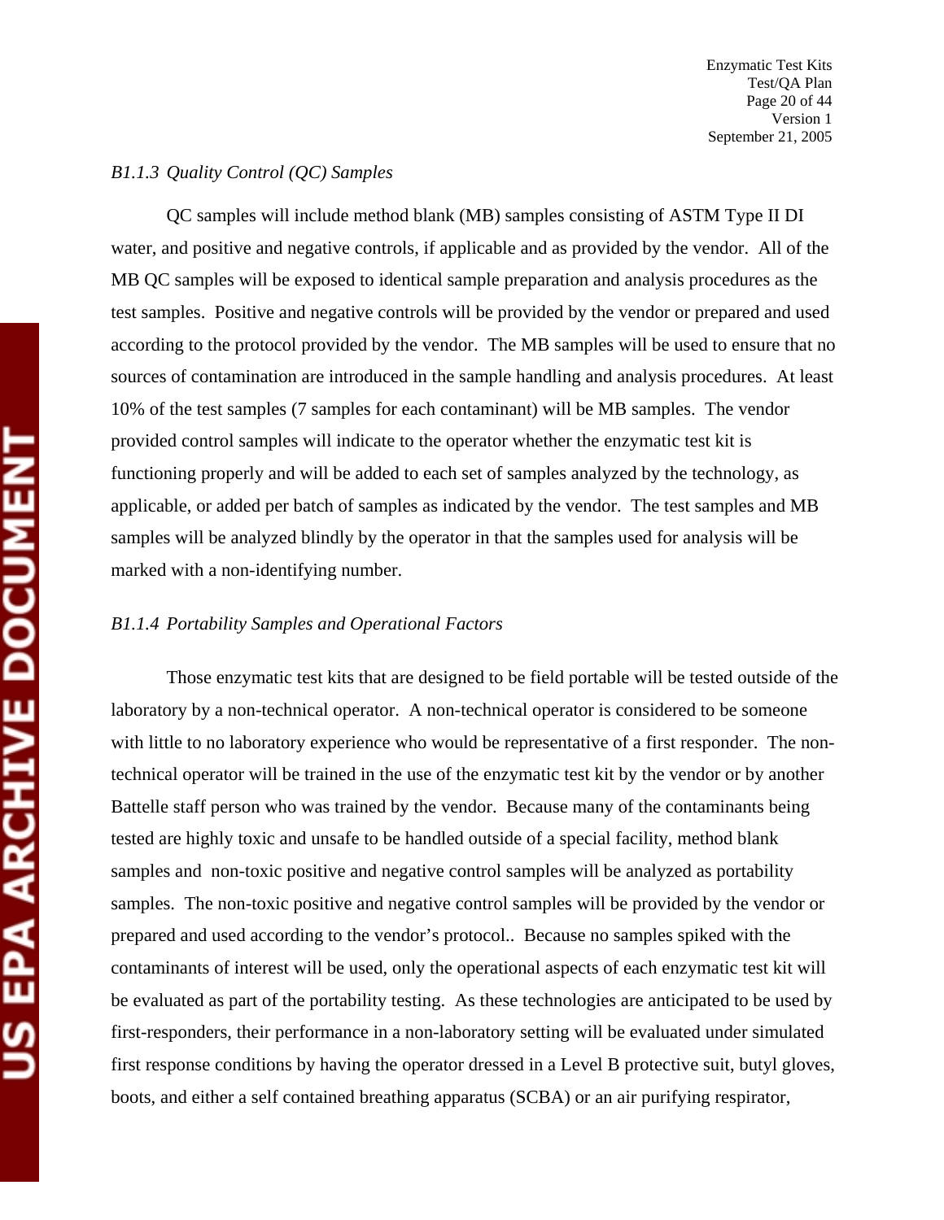*B1.1.3 Quality Control (QC) Samples*

QC samples will include method blank (MB) samples consisting of ASTM Type II DI water, and positive and negative controls, if applicable and as provided by the vendor. All of the MB QC samples will be exposed to identical sample preparation and analysis procedures as the test samples. Positive and negative controls will be provided by the vendor or prepared and used according to the protocol provided by the vendor. The MB samples will be used to ensure that no sources of contamination are introduced in the sample handling and analysis procedures. At least 10% of the test samples (7 samples for each contaminant) will be MB samples. The vendor provided control samples will indicate to the operator whether the enzymatic test kit is functioning properly and will be added to each set of samples analyzed by the technology, as applicable, or added per batch of samples as indicated by the vendor. The test samples and MB samples will be analyzed blindly by the operator in that the samples used for analysis will be marked with a non-identifying number.

*B1.1.4 Portability Samples and Operational Factors*

Those enzymatic test kits that are designed to be field portable will be tested outside of the laboratory by a non-technical operator. A non-technical operator is considered to be someone with little to no laboratory experience who would be representative of a first responder. The non-technical operator will be trained in the use of the enzymatic test kit by the vendor or by another Battelle staff person who was trained by the vendor. Because many of the contaminants being tested are highly toxic and unsafe to be handled outside of a special facility, method blank samples and non-toxic positive and negative control samples will be analyzed as portability samples. The non-toxic positive and negative control samples will be provided by the vendor or prepared and used according to the vendor's protocol.. Because no samples spiked with the contaminants of interest will be used, only the operational aspects of each enzymatic test kit will be evaluated as part of the portability testing. As these technologies are anticipated to be used by first-responders, their performance in a non-laboratory setting will be evaluated under simulated first response conditions by having the operator dressed in a Level B protective suit, butyl gloves, boots, and either a self contained breathing apparatus (SCBA) or an air purifying respirator,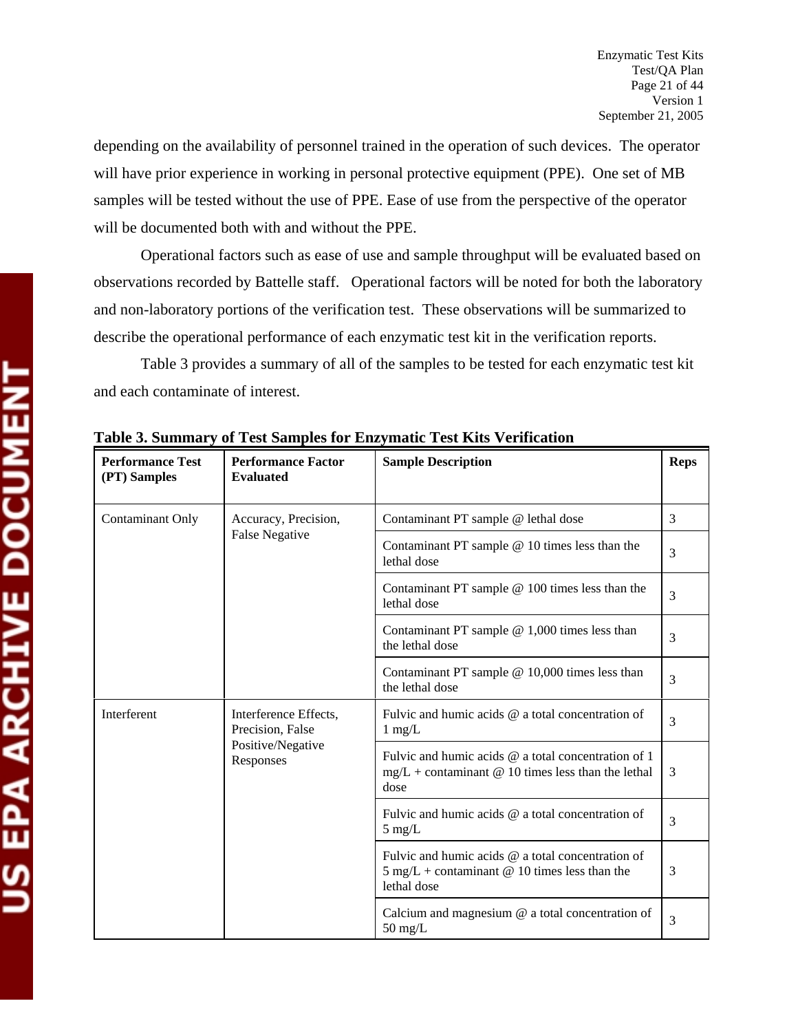depending on the availability of personnel trained in the operation of such devices. The operator will have prior experience in working in personal protective equipment (PPE). One set of MB samples will be tested without the use of PPE. Ease of use from the perspective of the operator will be documented both with and without the PPE.

Operational factors such as ease of use and sample throughput will be evaluated based on observations recorded by Battelle staff. Operational factors will be noted for both the laboratory and non-laboratory portions of the verification test. These observations will be summarized to describe the operational performance of each enzymatic test kit in the verification reports.

Table 3 provides a summary of all of the samples to be tested for each enzymatic test kit and each contaminate of interest.

**Table 3. Summary of Test Samples for Enzymatic Test Kits Verification**

| Performance Test (PT) Samples | Performance Factor Evaluated | Sample Description | Reps |
|---|---|---|---|
| Contaminant Only | Accuracy, Precision, False Negative | Contaminant PT sample @ lethal dose | 3 |
| | | Contaminant PT sample @ 10 times less than the lethal dose | 3 |
| | | Contaminant PT sample @ 100 times less than the lethal dose | 3 |
| | | Contaminant PT sample @ 1,000 times less than the lethal dose | 3 |
| | | Contaminant PT sample @ 10,000 times less than the lethal dose | 3 |
| Interferent | Interference Effects, Precision, False Positive/Negative Responses | Fulvic and humic acids @ a total concentration of 1 mg/L | 3 |
| | | Fulvic and humic acids @ a total concentration of 1 mg/L + contaminant @ 10 times less than the lethal dose | 3 |
| | | Fulvic and humic acids @ a total concentration of 5 mg/L | 3 |
| | | Fulvic and humic acids @ a total concentration of 5 mg/L + contaminant @ 10 times less than the lethal dose | 3 |
| | | Calcium and magnesium @ a total concentration of 50 mg/L | 3 |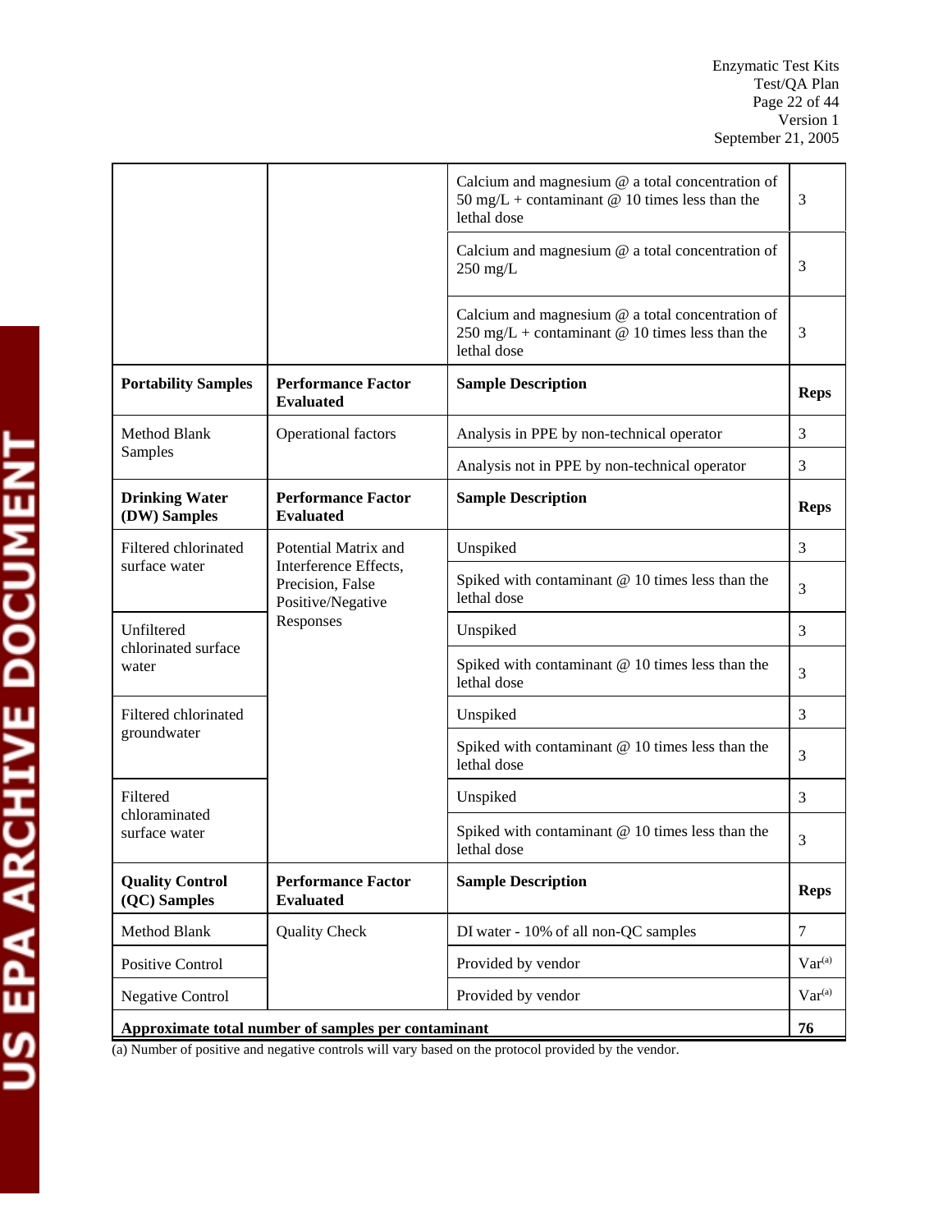| | | | |
|---|---|---|---|
| | | Calcium and magnesium @ a total concentration of 50 mg/L + contaminant @ 10 times less than the lethal dose | 3 |
| | | Calcium and magnesium @ a total concentration of 250 mg/L | 3 |
| | | Calcium and magnesium @ a total concentration of 250 mg/L + contaminant @ 10 times less than the lethal dose | 3 |
| **Portability Samples** | **Performance Factor Evaluated** | **Sample Description** | **Reps** |
| Method Blank Samples | Operational factors | Analysis in PPE by non-technical operator | 3 |
| | | Analysis not in PPE by non-technical operator | 3 |
| **Drinking Water (DW) Samples** | **Performance Factor Evaluated** | **Sample Description** | **Reps** |
| Filtered chlorinated surface water | Potential Matrix and Interference Effects, Precision, False Positive/Negative Responses | Unspiked | 3 |
| | | Spiked with contaminant @ 10 times less than the lethal dose | 3 |
| Unfiltered chlorinated surface water | | Unspiked | 3 |
| | | Spiked with contaminant @ 10 times less than the lethal dose | 3 |
| Filtered chlorinated groundwater | | Unspiked | 3 |
| | | Spiked with contaminant @ 10 times less than the lethal dose | 3 |
| Filtered chloraminated surface water | | Unspiked | 3 |
| | | Spiked with contaminant @ 10 times less than the lethal dose | 3 |
| **Quality Control (QC) Samples** | **Performance Factor Evaluated** | **Sample Description** | **Reps** |
| Method Blank | Quality Check | DI water - 10% of all non-QC samples | 7 |
| Positive Control | | Provided by vendor | Var[(a)] |
| Negative Control | | Provided by vendor | Var[(a)] |
| **Approximate total number of samples per contaminant** | | | **76** |

(a) Number of positive and negative controls will vary based on the protocol provided by the vendor.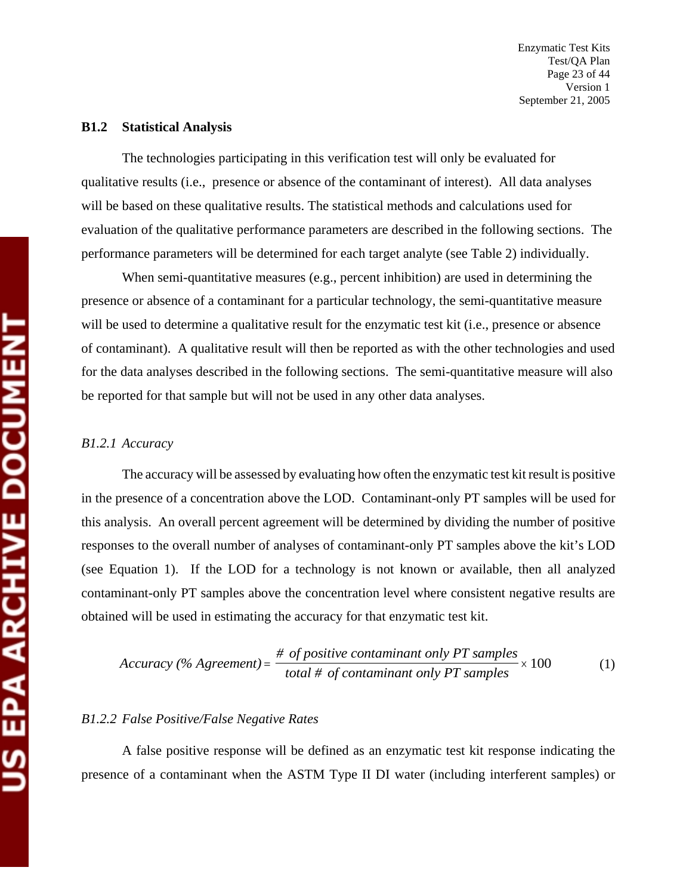## B1.2 Statistical Analysis

The technologies participating in this verification test will only be evaluated for qualitative results (i.e., presence or absence of the contaminant of interest). All data analyses will be based on these qualitative results. The statistical methods and calculations used for evaluation of the qualitative performance parameters are described in the following sections. The performance parameters will be determined for each target analyte (see Table 2) individually.

When semi-quantitative measures (e.g., percent inhibition) are used in determining the presence or absence of a contaminant for a particular technology, the semi-quantitative measure will be used to determine a qualitative result for the enzymatic test kit (i.e., presence or absence of contaminant). A qualitative result will then be reported as with the other technologies and used for the data analyses described in the following sections. The semi-quantitative measure will also be reported for that sample but will not be used in any other data analyses.

### *B1.2.1 Accuracy*

The accuracy will be assessed by evaluating how often the enzymatic test kit result is positive in the presence of a concentration above the LOD. Contaminant-only PT samples will be used for this analysis. An overall percent agreement will be determined by dividing the number of positive responses to the overall number of analyses of contaminant-only PT samples above the kit's LOD (see Equation 1). If the LOD for a technology is not known or available, then all analyzed contaminant-only PT samples above the concentration level where consistent negative results are obtained will be used in estimating the accuracy for that enzymatic test kit.

$$Accuracy\ (\%\ Agreement) = \frac{\#\ of\ positive\ contaminant\ only\ PT\ samples}{total\ \#\ of\ contaminant\ only\ PT\ samples} \times 100 \qquad (1)$$

### *B1.2.2 False Positive/False Negative Rates*

A false positive response will be defined as an enzymatic test kit response indicating the presence of a contaminant when the ASTM Type II DI water (including interferent samples) or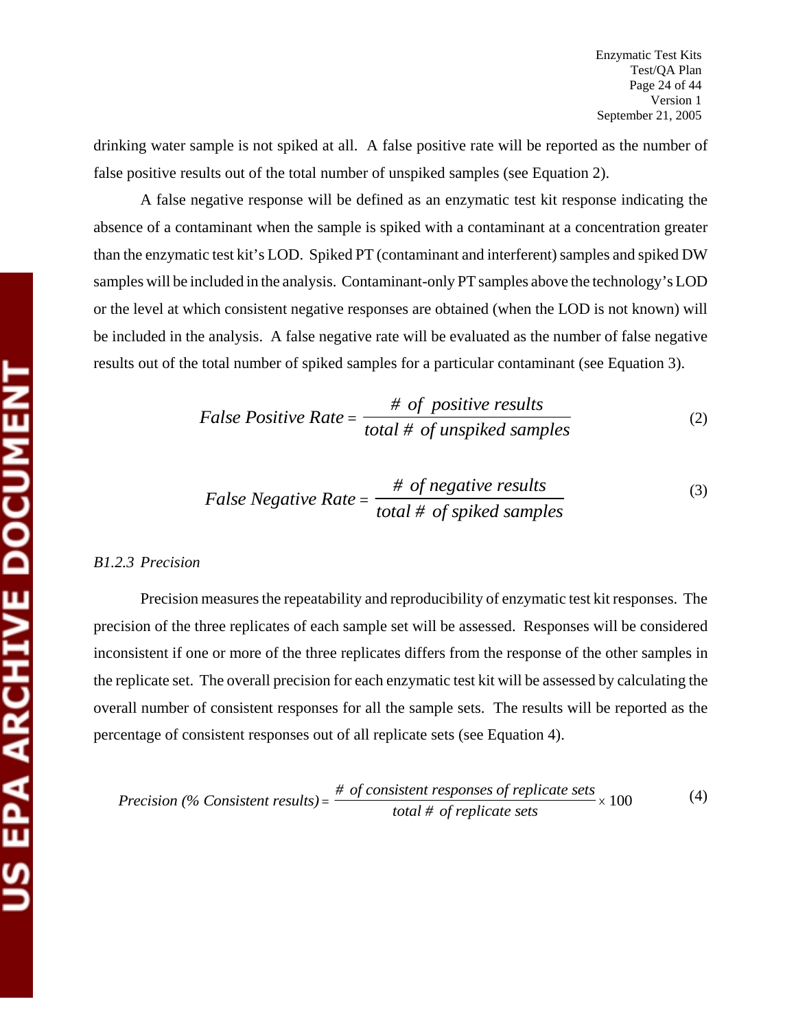drinking water sample is not spiked at all. A false positive rate will be reported as the number of false positive results out of the total number of unspiked samples (see Equation 2).

A false negative response will be defined as an enzymatic test kit response indicating the absence of a contaminant when the sample is spiked with a contaminant at a concentration greater than the enzymatic test kit's LOD. Spiked PT (contaminant and interferent) samples and spiked DW samples will be included in the analysis. Contaminant-only PT samples above the technology's LOD or the level at which consistent negative responses are obtained (when the LOD is not known) will be included in the analysis. A false negative rate will be evaluated as the number of false negative results out of the total number of spiked samples for a particular contaminant (see Equation 3).

$$False\ Positive\ Rate = \frac{\#\ of\ positive\ results}{total\ \#\ of\ unspiked\ samples} \quad (2)$$

$$False\ Negative\ Rate = \frac{\#\ of\ negative\ results}{total\ \#\ of\ spiked\ samples} \quad (3)$$

*B1.2.3 Precision*

Precision measures the repeatability and reproducibility of enzymatic test kit responses. The precision of the three replicates of each sample set will be assessed. Responses will be considered inconsistent if one or more of the three replicates differs from the response of the other samples in the replicate set. The overall precision for each enzymatic test kit will be assessed by calculating the overall number of consistent responses for all the sample sets. The results will be reported as the percentage of consistent responses out of all replicate sets (see Equation 4).

$$Precision\ (\%\ Consistent\ results) = \frac{\#\ of\ consistent\ responses\ of\ replicate\ sets}{total\ \#\ of\ replicate\ sets} \times 100 \quad (4)$$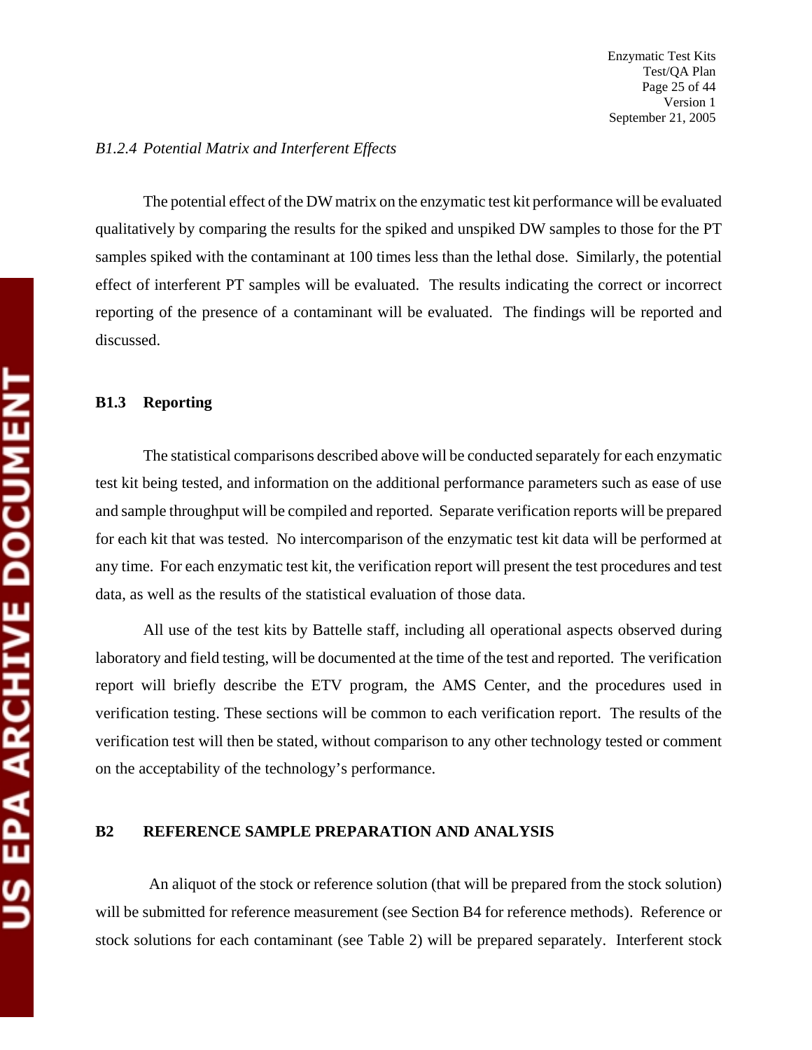*B1.2.4 Potential Matrix and Interferent Effects*

The potential effect of the DW matrix on the enzymatic test kit performance will be evaluated qualitatively by comparing the results for the spiked and unspiked DW samples to those for the PT samples spiked with the contaminant at 100 times less than the lethal dose. Similarly, the potential effect of interferent PT samples will be evaluated. The results indicating the correct or incorrect reporting of the presence of a contaminant will be evaluated. The findings will be reported and discussed.

### B1.3 Reporting

The statistical comparisons described above will be conducted separately for each enzymatic test kit being tested, and information on the additional performance parameters such as ease of use and sample throughput will be compiled and reported. Separate verification reports will be prepared for each kit that was tested. No intercomparison of the enzymatic test kit data will be performed at any time. For each enzymatic test kit, the verification report will present the test procedures and test data, as well as the results of the statistical evaluation of those data.

All use of the test kits by Battelle staff, including all operational aspects observed during laboratory and field testing, will be documented at the time of the test and reported. The verification report will briefly describe the ETV program, the AMS Center, and the procedures used in verification testing. These sections will be common to each verification report. The results of the verification test will then be stated, without comparison to any other technology tested or comment on the acceptability of the technology's performance.

## B2 REFERENCE SAMPLE PREPARATION AND ANALYSIS

An aliquot of the stock or reference solution (that will be prepared from the stock solution) will be submitted for reference measurement (see Section B4 for reference methods). Reference or stock solutions for each contaminant (see Table 2) will be prepared separately. Interferent stock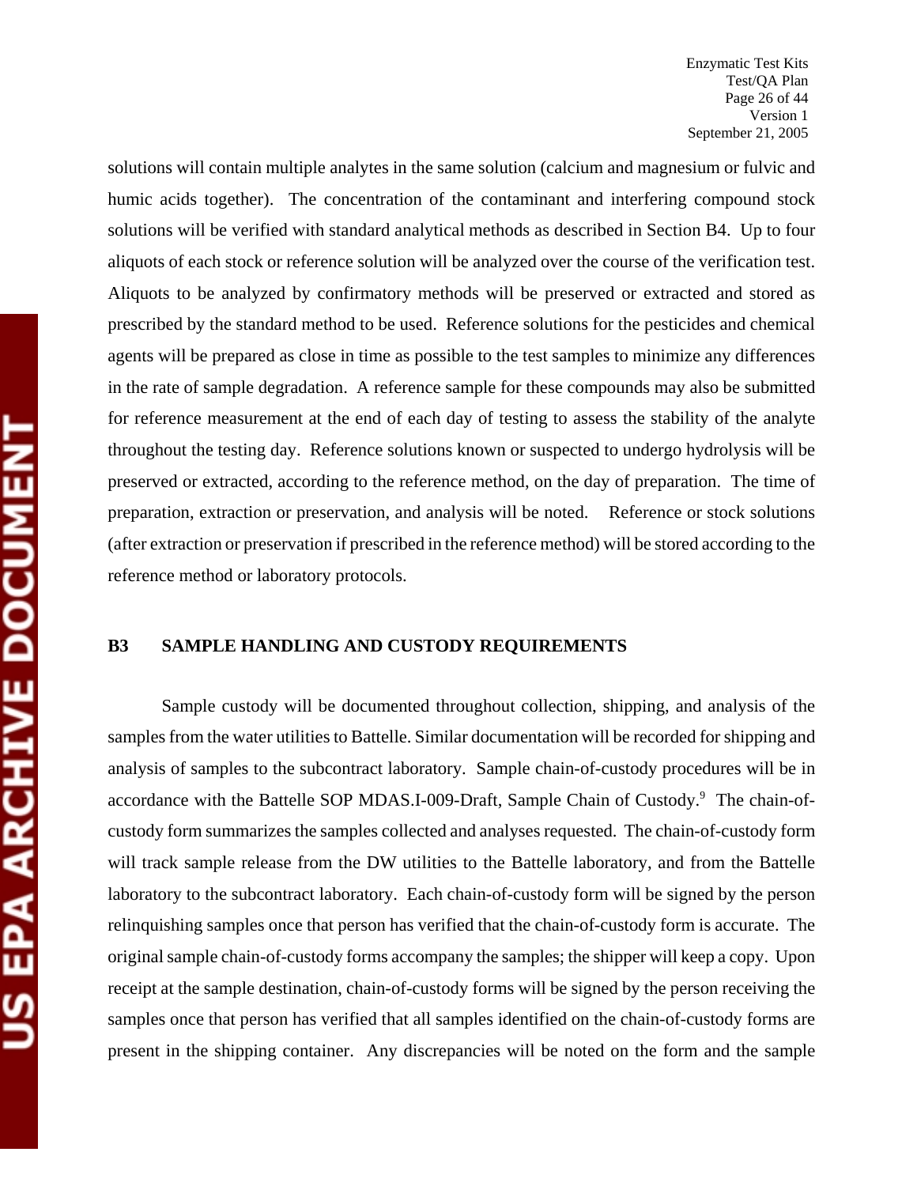solutions will contain multiple analytes in the same solution (calcium and magnesium or fulvic and humic acids together). The concentration of the contaminant and interfering compound stock solutions will be verified with standard analytical methods as described in Section B4. Up to four aliquots of each stock or reference solution will be analyzed over the course of the verification test. Aliquots to be analyzed by confirmatory methods will be preserved or extracted and stored as prescribed by the standard method to be used. Reference solutions for the pesticides and chemical agents will be prepared as close in time as possible to the test samples to minimize any differences in the rate of sample degradation. A reference sample for these compounds may also be submitted for reference measurement at the end of each day of testing to assess the stability of the analyte throughout the testing day. Reference solutions known or suspected to undergo hydrolysis will be preserved or extracted, according to the reference method, on the day of preparation. The time of preparation, extraction or preservation, and analysis will be noted. Reference or stock solutions (after extraction or preservation if prescribed in the reference method) will be stored according to the reference method or laboratory protocols.

## B3 SAMPLE HANDLING AND CUSTODY REQUIREMENTS

Sample custody will be documented throughout collection, shipping, and analysis of the samples from the water utilities to Battelle. Similar documentation will be recorded for shipping and analysis of samples to the subcontract laboratory. Sample chain-of-custody procedures will be in accordance with the Battelle SOP MDAS.I-009-Draft, Sample Chain of Custody.[9] The chain-of-custody form summarizes the samples collected and analyses requested. The chain-of-custody form will track sample release from the DW utilities to the Battelle laboratory, and from the Battelle laboratory to the subcontract laboratory. Each chain-of-custody form will be signed by the person relinquishing samples once that person has verified that the chain-of-custody form is accurate. The original sample chain-of-custody forms accompany the samples; the shipper will keep a copy. Upon receipt at the sample destination, chain-of-custody forms will be signed by the person receiving the samples once that person has verified that all samples identified on the chain-of-custody forms are present in the shipping container. Any discrepancies will be noted on the form and the sample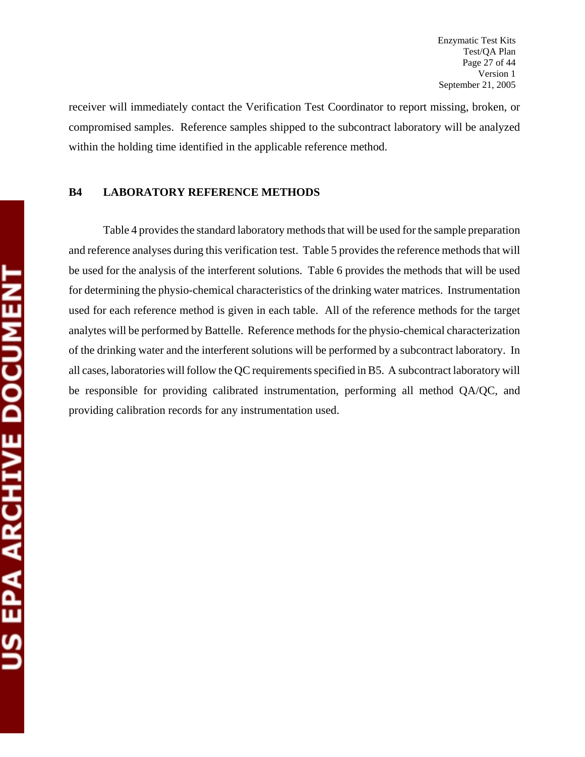receiver will immediately contact the Verification Test Coordinator to report missing, broken, or compromised samples. Reference samples shipped to the subcontract laboratory will be analyzed within the holding time identified in the applicable reference method.

## B4 LABORATORY REFERENCE METHODS

Table 4 provides the standard laboratory methods that will be used for the sample preparation and reference analyses during this verification test. Table 5 provides the reference methods that will be used for the analysis of the interferent solutions. Table 6 provides the methods that will be used for determining the physio-chemical characteristics of the drinking water matrices. Instrumentation used for each reference method is given in each table. All of the reference methods for the target analytes will be performed by Battelle. Reference methods for the physio-chemical characterization of the drinking water and the interferent solutions will be performed by a subcontract laboratory. In all cases, laboratories will follow the QC requirements specified in B5. A subcontract laboratory will be responsible for providing calibrated instrumentation, performing all method QA/QC, and providing calibration records for any instrumentation used.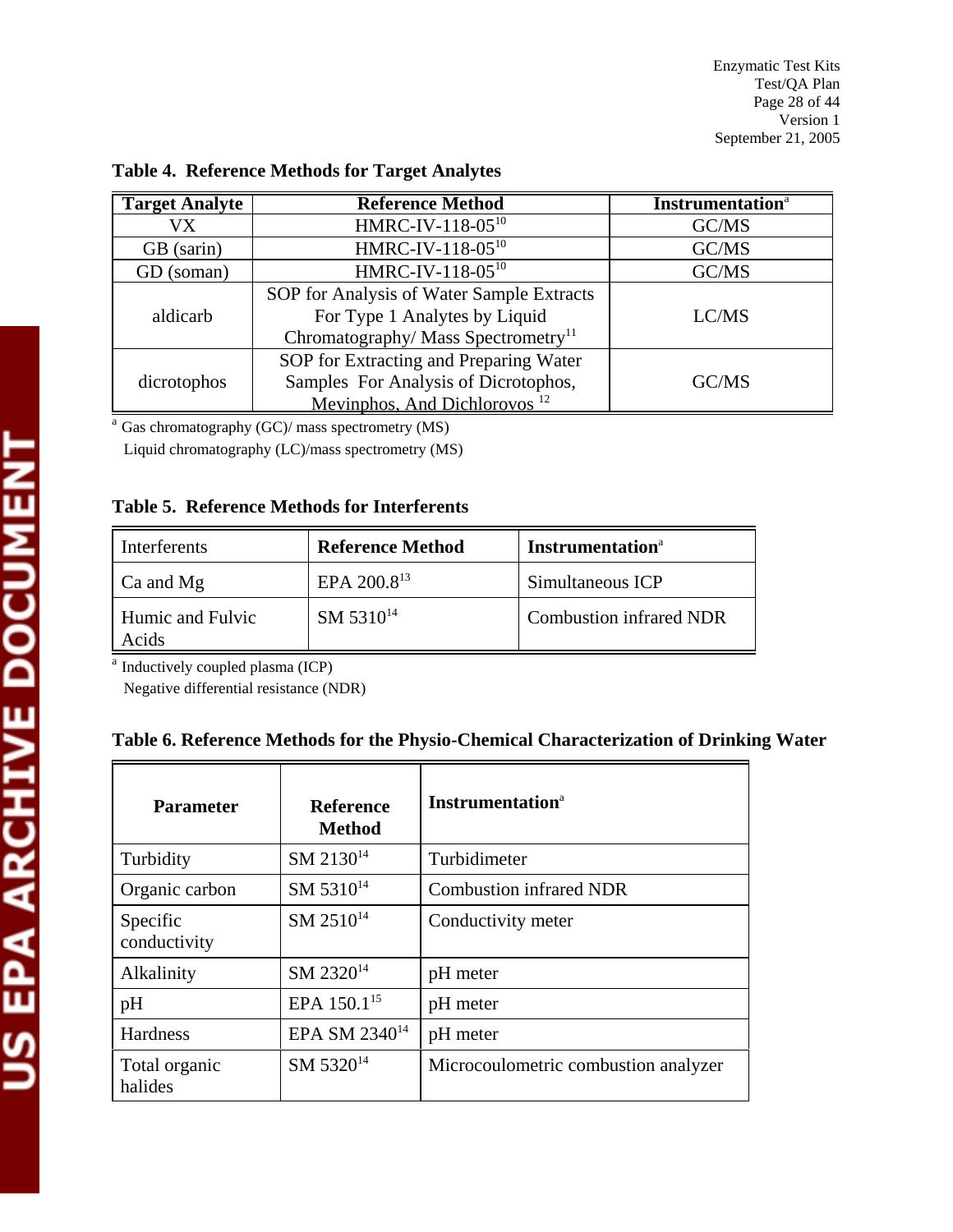**Table 4. Reference Methods for Target Analytes**

| Target Analyte | Reference Method | Instrumentation[a] |
|---|---|---|
| VX | HMRC-IV-118-05[10] | GC/MS |
| GB (sarin) | HMRC-IV-118-05[10] | GC/MS |
| GD (soman) | HMRC-IV-118-05[10] | GC/MS |
| aldicarb | SOP for Analysis of Water Sample Extracts For Type 1 Analytes by Liquid Chromatography/ Mass Spectrometry[11] | LC/MS |
| dicrotophos | SOP for Extracting and Preparing Water Samples For Analysis of Dicrotophos, Mevinphos, And Dichlorovos [12] | GC/MS |

[a] Gas chromatography (GC)/ mass spectrometry (MS)
Liquid chromatography (LC)/mass spectrometry (MS)

**Table 5. Reference Methods for Interferents**

| Interferents | Reference Method | Instrumentation[a] |
|---|---|---|
| Ca and Mg | EPA 200.8[13] | Simultaneous ICP |
| Humic and Fulvic Acids | SM 5310[14] | Combustion infrared NDR |

[a] Inductively coupled plasma (ICP)
Negative differential resistance (NDR)

**Table 6. Reference Methods for the Physio-Chemical Characterization of Drinking Water**

| Parameter | Reference Method | Instrumentation[a] |
|---|---|---|
| Turbidity | SM 2130[14] | Turbidimeter |
| Organic carbon | SM 5310[14] | Combustion infrared NDR |
| Specific conductivity | SM 2510[14] | Conductivity meter |
| Alkalinity | SM 2320[14] | pH meter |
| pH | EPA 150.1[15] | pH meter |
| Hardness | EPA SM 2340[14] | pH meter |
| Total organic halides | SM 5320[14] | Microcoulometric combustion analyzer |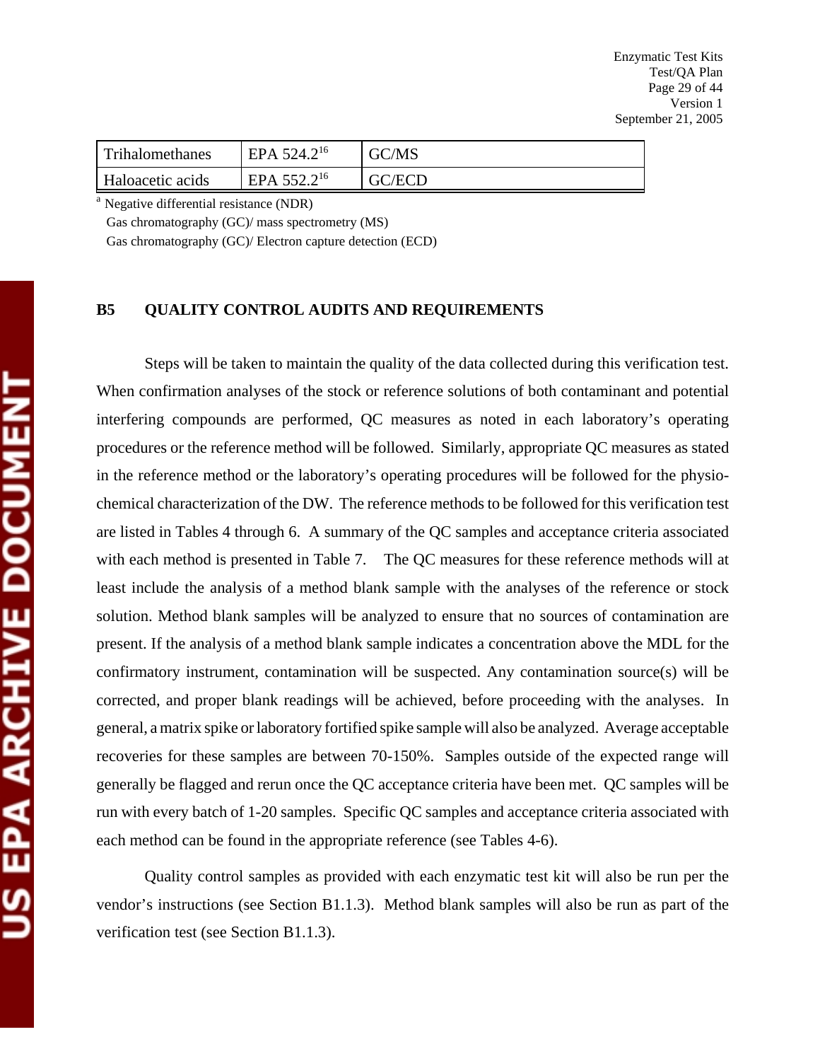| Trihalomethanes | EPA 524.2[16] | GC/MS |
| --- | --- | --- |
| Haloacetic acids | EPA 552.2[16] | GC/ECD |

[a] Negative differential resistance (NDR)
Gas chromatography (GC)/ mass spectrometry (MS)
Gas chromatography (GC)/ Electron capture detection (ECD)

## B5 QUALITY CONTROL AUDITS AND REQUIREMENTS

Steps will be taken to maintain the quality of the data collected during this verification test. When confirmation analyses of the stock or reference solutions of both contaminant and potential interfering compounds are performed, QC measures as noted in each laboratory's operating procedures or the reference method will be followed. Similarly, appropriate QC measures as stated in the reference method or the laboratory's operating procedures will be followed for the physio-chemical characterization of the DW. The reference methods to be followed for this verification test are listed in Tables 4 through 6. A summary of the QC samples and acceptance criteria associated with each method is presented in Table 7. The QC measures for these reference methods will at least include the analysis of a method blank sample with the analyses of the reference or stock solution. Method blank samples will be analyzed to ensure that no sources of contamination are present. If the analysis of a method blank sample indicates a concentration above the MDL for the confirmatory instrument, contamination will be suspected. Any contamination source(s) will be corrected, and proper blank readings will be achieved, before proceeding with the analyses. In general, a matrix spike or laboratory fortified spike sample will also be analyzed. Average acceptable recoveries for these samples are between 70-150%. Samples outside of the expected range will generally be flagged and rerun once the QC acceptance criteria have been met. QC samples will be run with every batch of 1-20 samples. Specific QC samples and acceptance criteria associated with each method can be found in the appropriate reference (see Tables 4-6).

Quality control samples as provided with each enzymatic test kit will also be run per the vendor's instructions (see Section B1.1.3). Method blank samples will also be run as part of the verification test (see Section B1.1.3).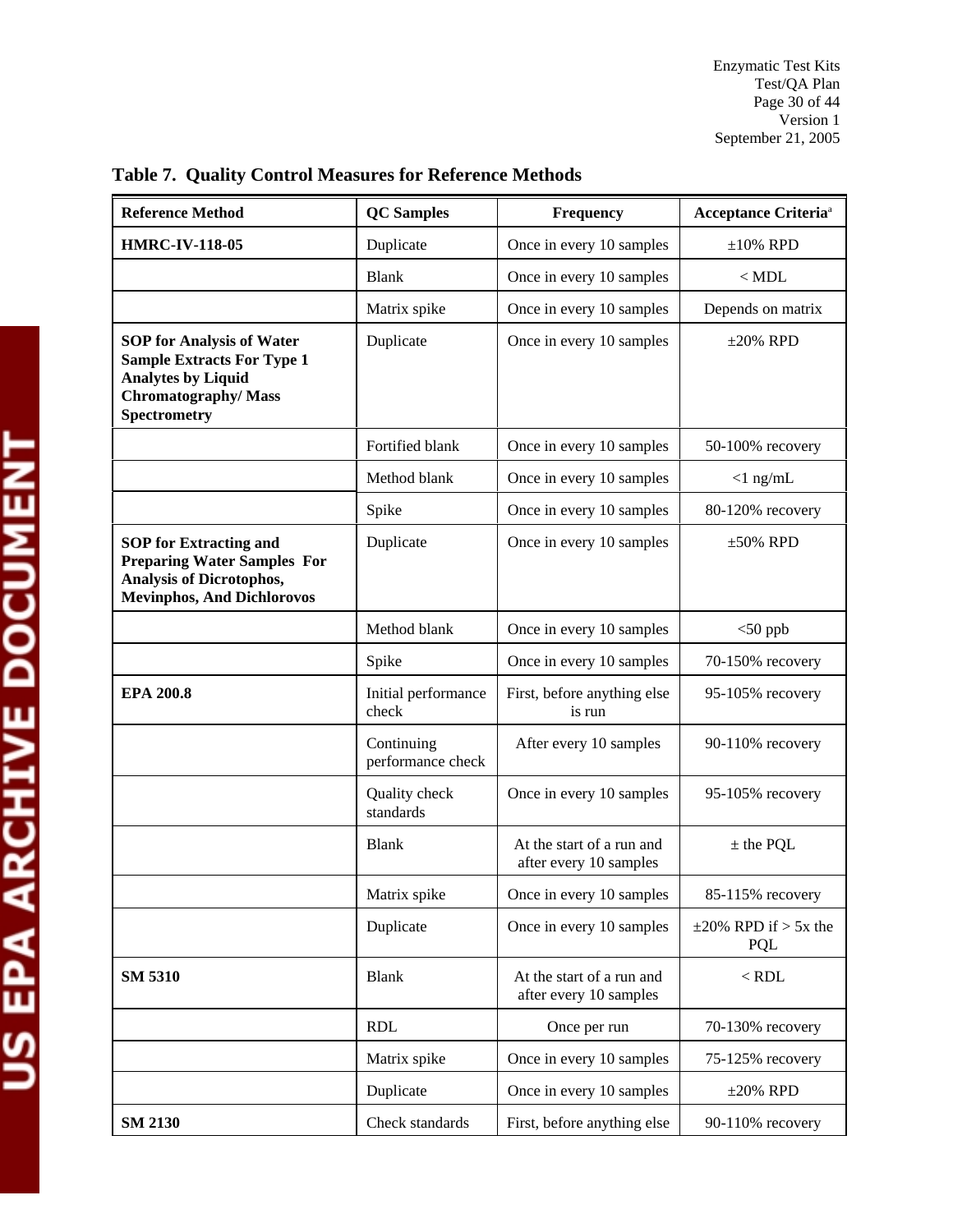**Table 7. Quality Control Measures for Reference Methods**

| Reference Method | QC Samples | Frequency | Acceptance Criteria[a] |
|---|---|---|---|
| **HMRC-IV-118-05** | Duplicate | Once in every 10 samples | ±10% RPD |
| | Blank | Once in every 10 samples | < MDL |
| | Matrix spike | Once in every 10 samples | Depends on matrix |
| **SOP for Analysis of Water Sample Extracts For Type 1 Analytes by Liquid Chromatography/ Mass Spectrometry** | Duplicate | Once in every 10 samples | ±20% RPD |
| | Fortified blank | Once in every 10 samples | 50-100% recovery |
| | Method blank | Once in every 10 samples | <1 ng/mL |
| | Spike | Once in every 10 samples | 80-120% recovery |
| **SOP for Extracting and Preparing Water Samples For Analysis of Dicrotophos, Mevinphos, And Dichlorovos** | Duplicate | Once in every 10 samples | ±50% RPD |
| | Method blank | Once in every 10 samples | <50 ppb |
| | Spike | Once in every 10 samples | 70-150% recovery |
| **EPA 200.8** | Initial performance check | First, before anything else is run | 95-105% recovery |
| | Continuing performance check | After every 10 samples | 90-110% recovery |
| | Quality check standards | Once in every 10 samples | 95-105% recovery |
| | Blank | At the start of a run and after every 10 samples | ± the PQL |
| | Matrix spike | Once in every 10 samples | 85-115% recovery |
| | Duplicate | Once in every 10 samples | ±20% RPD if > 5x the PQL |
| **SM 5310** | Blank | At the start of a run and after every 10 samples | < RDL |
| | RDL | Once per run | 70-130% recovery |
| | Matrix spike | Once in every 10 samples | 75-125% recovery |
| | Duplicate | Once in every 10 samples | ±20% RPD |
| **SM 2130** | Check standards | First, before anything else | 90-110% recovery |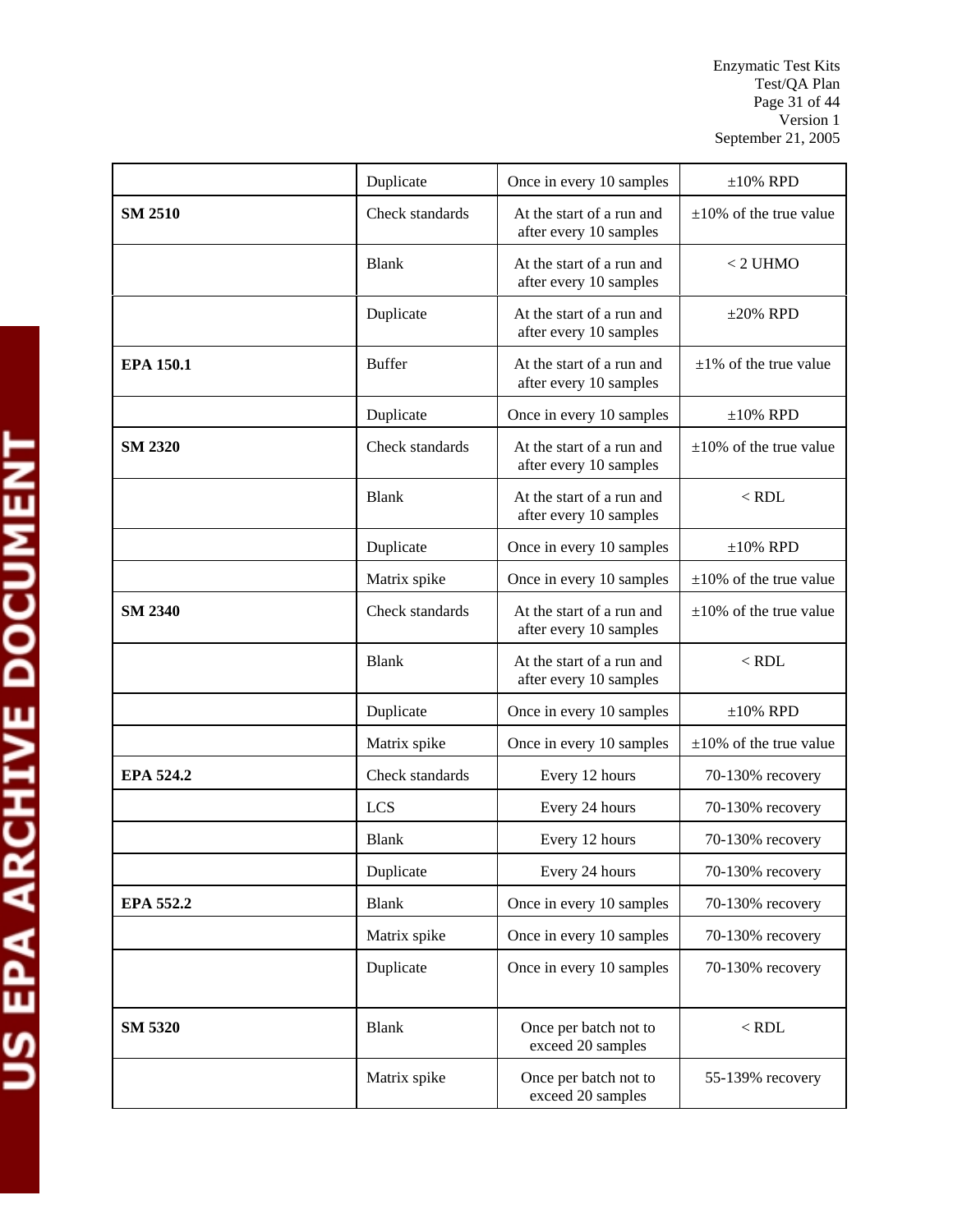| | | | |
|---|---|---|---|
| | Duplicate | Once in every 10 samples | ±10% RPD |
| **SM 2510** | Check standards | At the start of a run and after every 10 samples | ±10% of the true value |
| | Blank | At the start of a run and after every 10 samples | < 2 UHMO |
| | Duplicate | At the start of a run and after every 10 samples | ±20% RPD |
| **EPA 150.1** | Buffer | At the start of a run and after every 10 samples | ±1% of the true value |
| | Duplicate | Once in every 10 samples | ±10% RPD |
| **SM 2320** | Check standards | At the start of a run and after every 10 samples | ±10% of the true value |
| | Blank | At the start of a run and after every 10 samples | < RDL |
| | Duplicate | Once in every 10 samples | ±10% RPD |
| | Matrix spike | Once in every 10 samples | ±10% of the true value |
| **SM 2340** | Check standards | At the start of a run and after every 10 samples | ±10% of the true value |
| | Blank | At the start of a run and after every 10 samples | < RDL |
| | Duplicate | Once in every 10 samples | ±10% RPD |
| | Matrix spike | Once in every 10 samples | ±10% of the true value |
| **EPA 524.2** | Check standards | Every 12 hours | 70-130% recovery |
| | LCS | Every 24 hours | 70-130% recovery |
| | Blank | Every 12 hours | 70-130% recovery |
| | Duplicate | Every 24 hours | 70-130% recovery |
| **EPA 552.2** | Blank | Once in every 10 samples | 70-130% recovery |
| | Matrix spike | Once in every 10 samples | 70-130% recovery |
| | Duplicate | Once in every 10 samples | 70-130% recovery |
| **SM 5320** | Blank | Once per batch not to exceed 20 samples | < RDL |
| | Matrix spike | Once per batch not to exceed 20 samples | 55-139% recovery |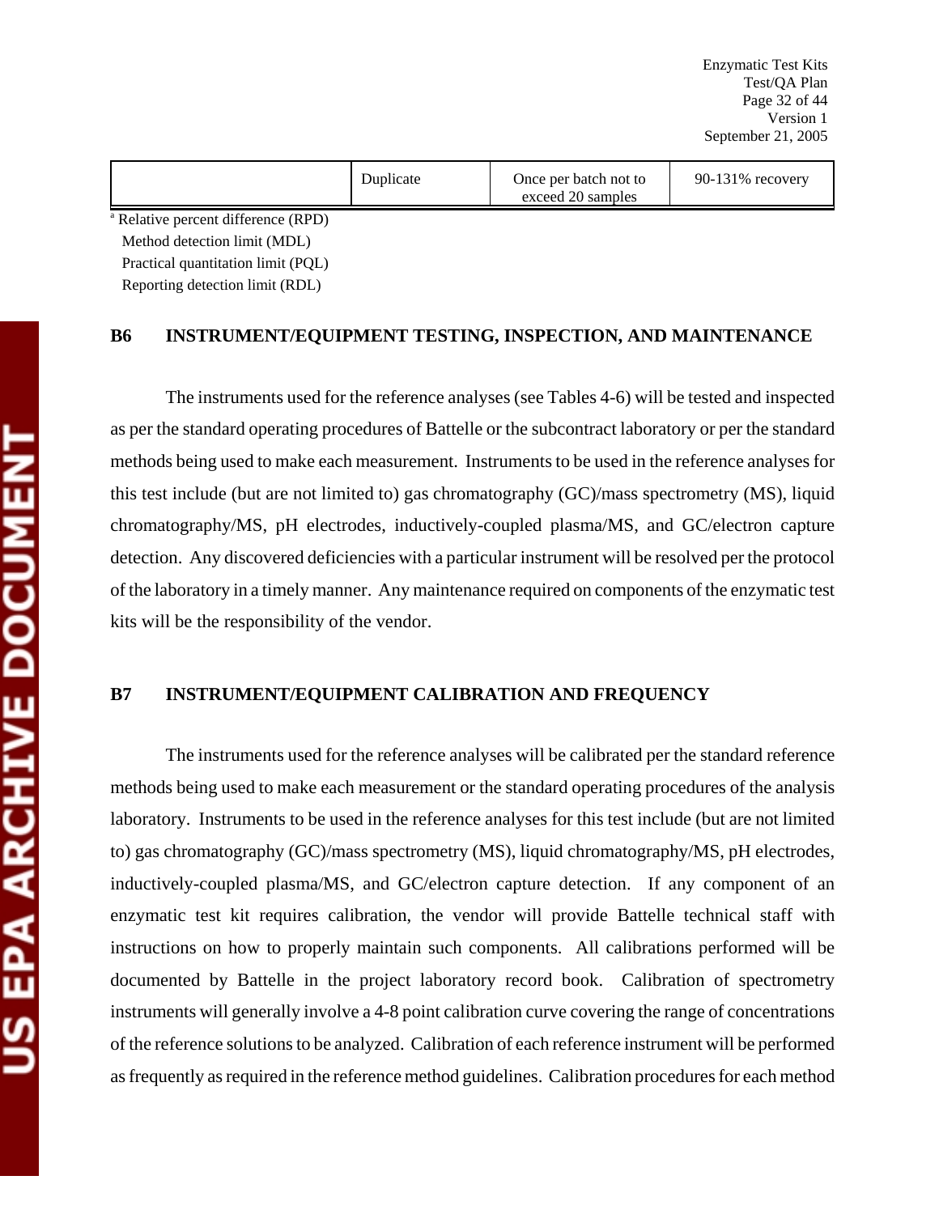| | Duplicate | Once per batch not to exceed 20 samples | 90-131% recovery |
|---|---|---|---|

[a] Relative percent difference (RPD)
Method detection limit (MDL)
Practical quantitation limit (PQL)
Reporting detection limit (RDL)

## B6 INSTRUMENT/EQUIPMENT TESTING, INSPECTION, AND MAINTENANCE

The instruments used for the reference analyses (see Tables 4-6) will be tested and inspected as per the standard operating procedures of Battelle or the subcontract laboratory or per the standard methods being used to make each measurement. Instruments to be used in the reference analyses for this test include (but are not limited to) gas chromatography (GC)/mass spectrometry (MS), liquid chromatography/MS, pH electrodes, inductively-coupled plasma/MS, and GC/electron capture detection. Any discovered deficiencies with a particular instrument will be resolved per the protocol of the laboratory in a timely manner. Any maintenance required on components of the enzymatic test kits will be the responsibility of the vendor.

## B7 INSTRUMENT/EQUIPMENT CALIBRATION AND FREQUENCY

The instruments used for the reference analyses will be calibrated per the standard reference methods being used to make each measurement or the standard operating procedures of the analysis laboratory. Instruments to be used in the reference analyses for this test include (but are not limited to) gas chromatography (GC)/mass spectrometry (MS), liquid chromatography/MS, pH electrodes, inductively-coupled plasma/MS, and GC/electron capture detection. If any component of an enzymatic test kit requires calibration, the vendor will provide Battelle technical staff with instructions on how to properly maintain such components. All calibrations performed will be documented by Battelle in the project laboratory record book. Calibration of spectrometry instruments will generally involve a 4-8 point calibration curve covering the range of concentrations of the reference solutions to be analyzed. Calibration of each reference instrument will be performed as frequently as required in the reference method guidelines. Calibration procedures for each method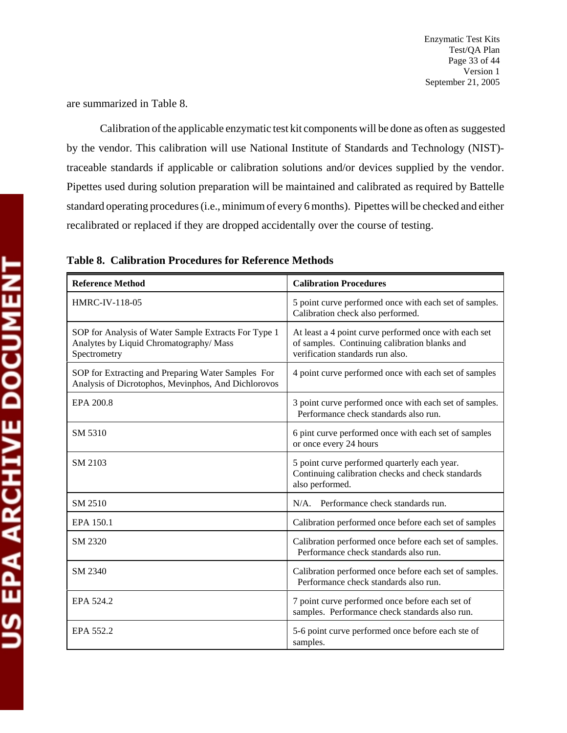are summarized in Table 8.

Calibration of the applicable enzymatic test kit components will be done as often as suggested by the vendor. This calibration will use National Institute of Standards and Technology (NIST)-traceable standards if applicable or calibration solutions and/or devices supplied by the vendor. Pipettes used during solution preparation will be maintained and calibrated as required by Battelle standard operating procedures (i.e., minimum of every 6 months). Pipettes will be checked and either recalibrated or replaced if they are dropped accidentally over the course of testing.

**Table 8. Calibration Procedures for Reference Methods**

| Reference Method | Calibration Procedures |
|---|---|
| HMRC-IV-118-05 | 5 point curve performed once with each set of samples. Calibration check also performed. |
| SOP for Analysis of Water Sample Extracts For Type 1 Analytes by Liquid Chromatography/ Mass Spectrometry | At least a 4 point curve performed once with each set of samples. Continuing calibration blanks and verification standards run also. |
| SOP for Extracting and Preparing Water Samples For Analysis of Dicrotophos, Mevinphos, And Dichlorovos | 4 point curve performed once with each set of samples |
| EPA 200.8 | 3 point curve performed once with each set of samples. Performance check standards also run. |
| SM 5310 | 6 pint curve performed once with each set of samples or once every 24 hours |
| SM 2103 | 5 point curve performed quarterly each year. Continuing calibration checks and check standards also performed. |
| SM 2510 | N/A. Performance check standards run. |
| EPA 150.1 | Calibration performed once before each set of samples |
| SM 2320 | Calibration performed once before each set of samples. Performance check standards also run. |
| SM 2340 | Calibration performed once before each set of samples. Performance check standards also run. |
| EPA 524.2 | 7 point curve performed once before each set of samples. Performance check standards also run. |
| EPA 552.2 | 5-6 point curve performed once before each ste of samples. |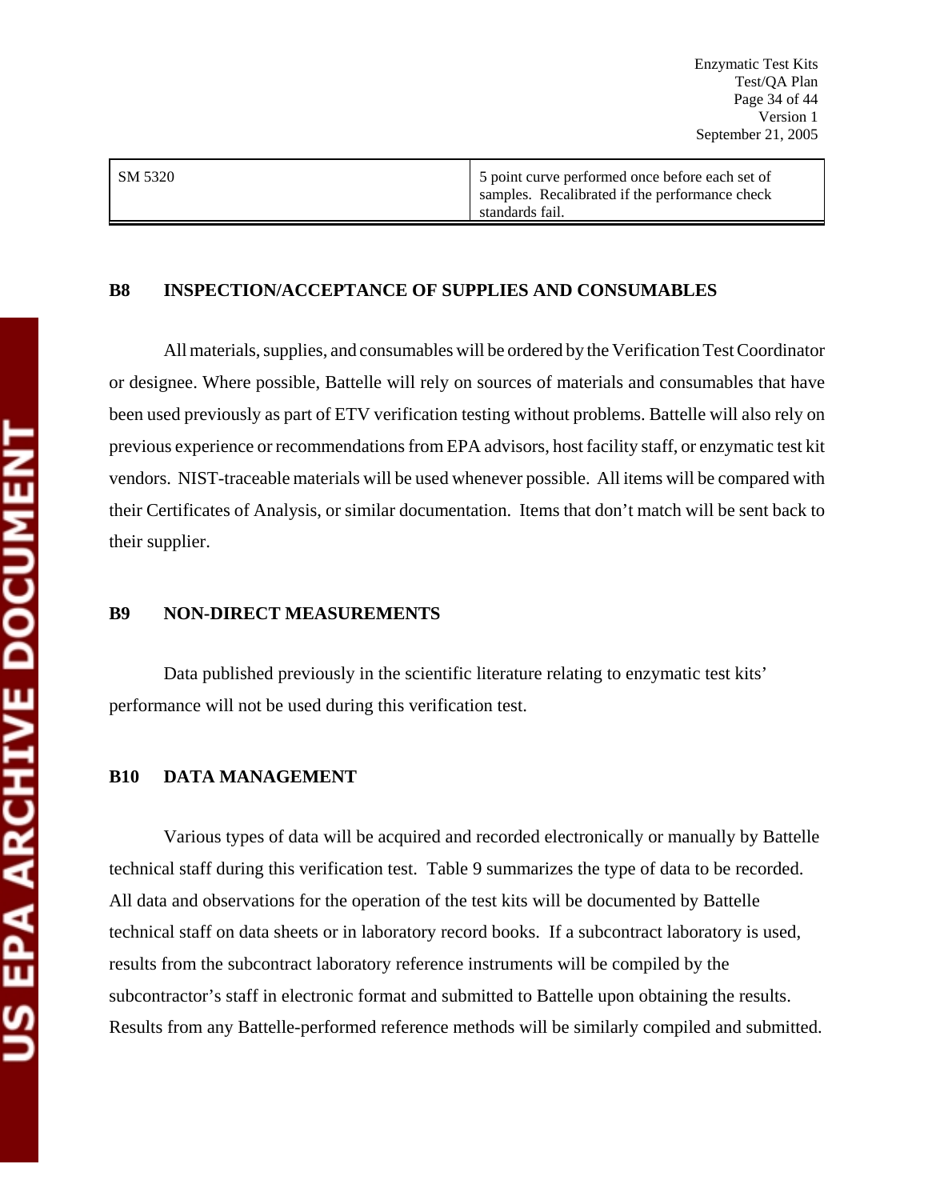| SM 5320 | 5 point curve performed once before each set of samples. Recalibrated if the performance check standards fail. |
|---|---|

## B8 INSPECTION/ACCEPTANCE OF SUPPLIES AND CONSUMABLES

All materials, supplies, and consumables will be ordered by the Verification Test Coordinator or designee. Where possible, Battelle will rely on sources of materials and consumables that have been used previously as part of ETV verification testing without problems. Battelle will also rely on previous experience or recommendations from EPA advisors, host facility staff, or enzymatic test kit vendors. NIST-traceable materials will be used whenever possible. All items will be compared with their Certificates of Analysis, or similar documentation. Items that don't match will be sent back to their supplier.

## B9 NON-DIRECT MEASUREMENTS

Data published previously in the scientific literature relating to enzymatic test kits' performance will not be used during this verification test.

## B10 DATA MANAGEMENT

Various types of data will be acquired and recorded electronically or manually by Battelle technical staff during this verification test. Table 9 summarizes the type of data to be recorded. All data and observations for the operation of the test kits will be documented by Battelle technical staff on data sheets or in laboratory record books. If a subcontract laboratory is used, results from the subcontract laboratory reference instruments will be compiled by the subcontractor's staff in electronic format and submitted to Battelle upon obtaining the results. Results from any Battelle-performed reference methods will be similarly compiled and submitted.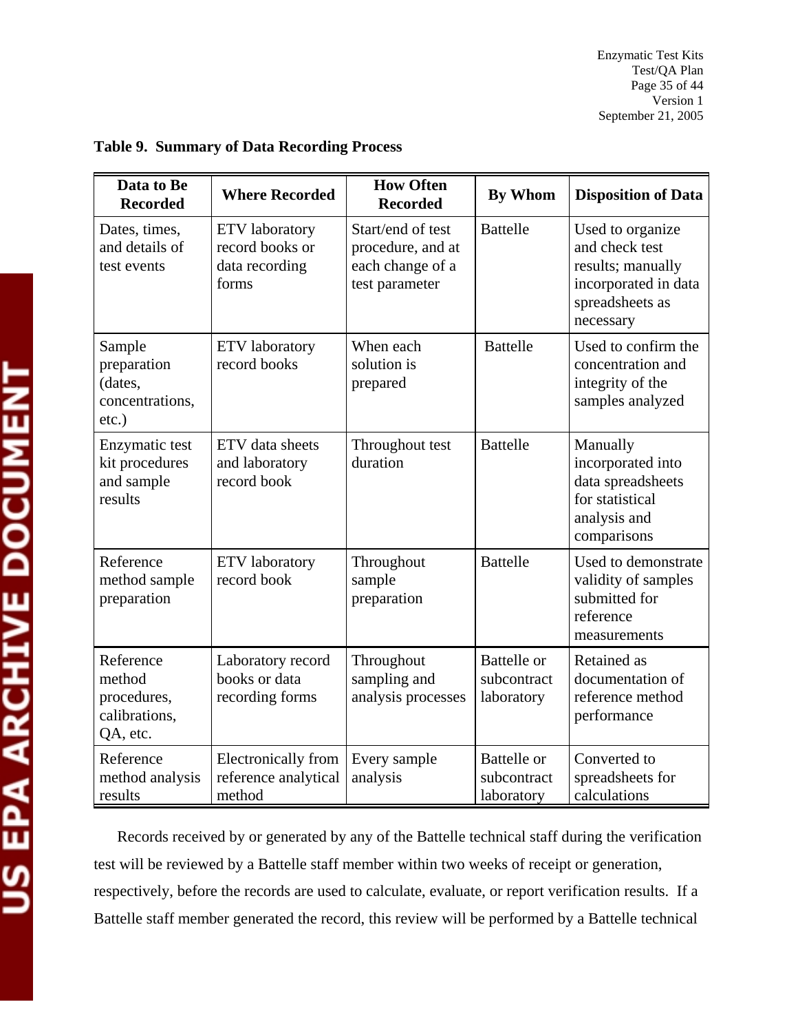**Table 9. Summary of Data Recording Process**

| Data to Be Recorded | Where Recorded | How Often Recorded | By Whom | Disposition of Data |
|---|---|---|---|---|
| Dates, times, and details of test events | ETV laboratory record books or data recording forms | Start/end of test procedure, and at each change of a test parameter | Battelle | Used to organize and check test results; manually incorporated in data spreadsheets as necessary |
| Sample preparation (dates, concentrations, etc.) | ETV laboratory record books | When each solution is prepared | Battelle | Used to confirm the concentration and integrity of the samples analyzed |
| Enzymatic test kit procedures and sample results | ETV data sheets and laboratory record book | Throughout test duration | Battelle | Manually incorporated into data spreadsheets for statistical analysis and comparisons |
| Reference method sample preparation | ETV laboratory record book | Throughout sample preparation | Battelle | Used to demonstrate validity of samples submitted for reference measurements |
| Reference method procedures, calibrations, QA, etc. | Laboratory record books or data recording forms | Throughout sampling and analysis processes | Battelle or subcontract laboratory | Retained as documentation of reference method performance |
| Reference method analysis results | Electronically from reference analytical method | Every sample analysis | Battelle or subcontract laboratory | Converted to spreadsheets for calculations |

Records received by or generated by any of the Battelle technical staff during the verification test will be reviewed by a Battelle staff member within two weeks of receipt or generation, respectively, before the records are used to calculate, evaluate, or report verification results. If a Battelle staff member generated the record, this review will be performed by a Battelle technical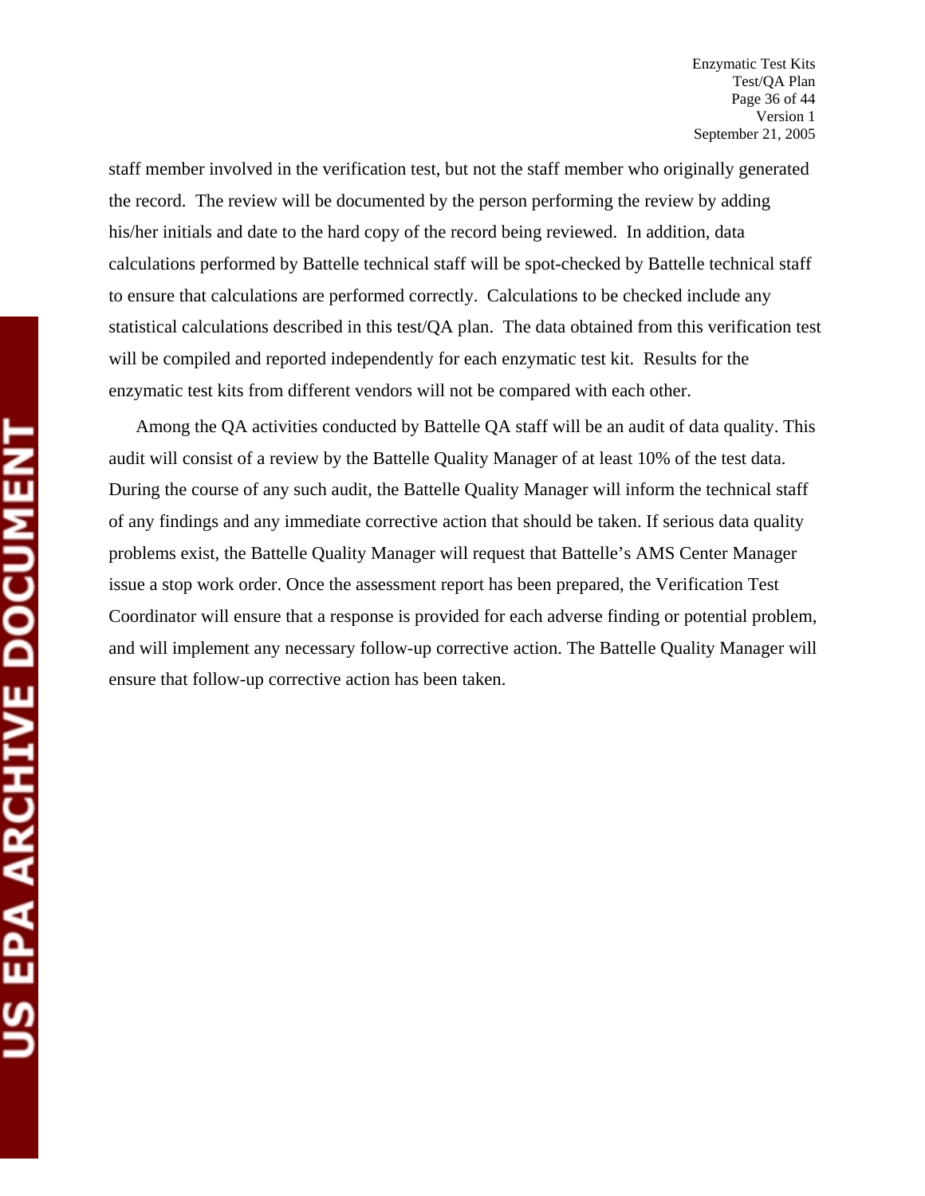staff member involved in the verification test, but not the staff member who originally generated the record. The review will be documented by the person performing the review by adding his/her initials and date to the hard copy of the record being reviewed. In addition, data calculations performed by Battelle technical staff will be spot-checked by Battelle technical staff to ensure that calculations are performed correctly. Calculations to be checked include any statistical calculations described in this test/QA plan. The data obtained from this verification test will be compiled and reported independently for each enzymatic test kit. Results for the enzymatic test kits from different vendors will not be compared with each other.

Among the QA activities conducted by Battelle QA staff will be an audit of data quality. This audit will consist of a review by the Battelle Quality Manager of at least 10% of the test data. During the course of any such audit, the Battelle Quality Manager will inform the technical staff of any findings and any immediate corrective action that should be taken. If serious data quality problems exist, the Battelle Quality Manager will request that Battelle's AMS Center Manager issue a stop work order. Once the assessment report has been prepared, the Verification Test Coordinator will ensure that a response is provided for each adverse finding or potential problem, and will implement any necessary follow-up corrective action. The Battelle Quality Manager will ensure that follow-up corrective action has been taken.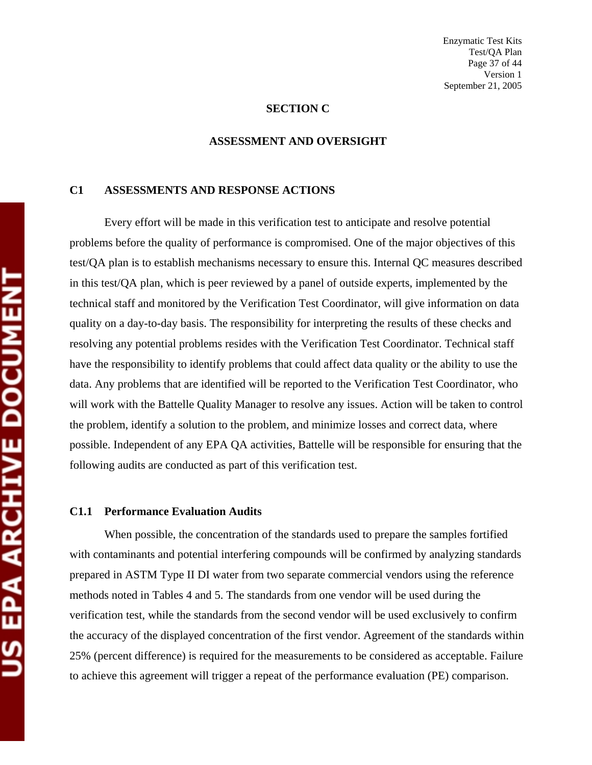# SECTION C

## ASSESSMENT AND OVERSIGHT

### C1 ASSESSMENTS AND RESPONSE ACTIONS

Every effort will be made in this verification test to anticipate and resolve potential problems before the quality of performance is compromised. One of the major objectives of this test/QA plan is to establish mechanisms necessary to ensure this. Internal QC measures described in this test/QA plan, which is peer reviewed by a panel of outside experts, implemented by the technical staff and monitored by the Verification Test Coordinator, will give information on data quality on a day-to-day basis. The responsibility for interpreting the results of these checks and resolving any potential problems resides with the Verification Test Coordinator. Technical staff have the responsibility to identify problems that could affect data quality or the ability to use the data. Any problems that are identified will be reported to the Verification Test Coordinator, who will work with the Battelle Quality Manager to resolve any issues. Action will be taken to control the problem, identify a solution to the problem, and minimize losses and correct data, where possible. Independent of any EPA QA activities, Battelle will be responsible for ensuring that the following audits are conducted as part of this verification test.

#### C1.1 Performance Evaluation Audits

When possible, the concentration of the standards used to prepare the samples fortified with contaminants and potential interfering compounds will be confirmed by analyzing standards prepared in ASTM Type II DI water from two separate commercial vendors using the reference methods noted in Tables 4 and 5. The standards from one vendor will be used during the verification test, while the standards from the second vendor will be used exclusively to confirm the accuracy of the displayed concentration of the first vendor. Agreement of the standards within 25% (percent difference) is required for the measurements to be considered as acceptable. Failure to achieve this agreement will trigger a repeat of the performance evaluation (PE) comparison.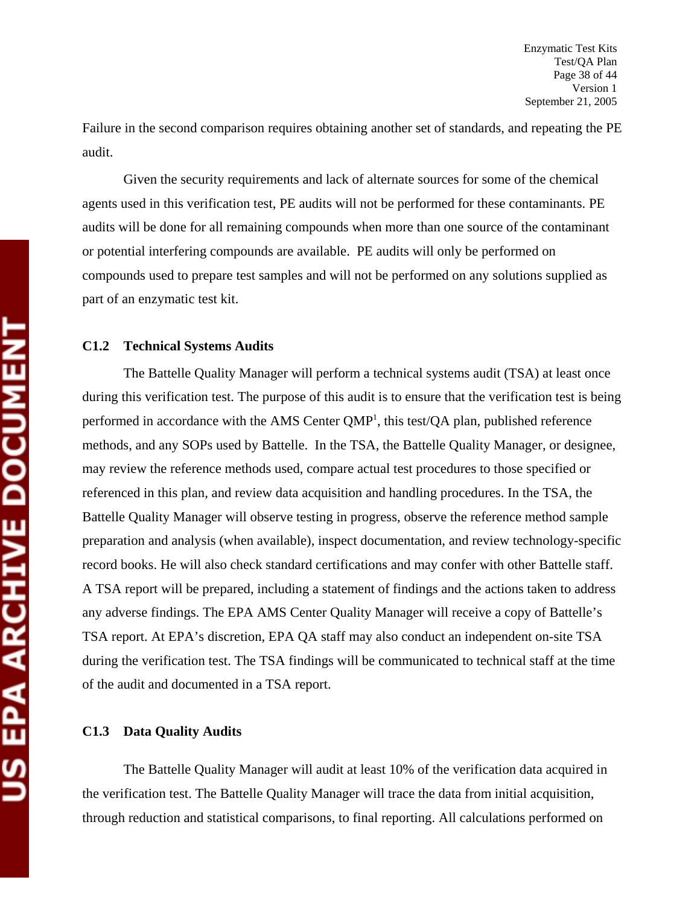Failure in the second comparison requires obtaining another set of standards, and repeating the PE audit.

Given the security requirements and lack of alternate sources for some of the chemical agents used in this verification test, PE audits will not be performed for these contaminants. PE audits will be done for all remaining compounds when more than one source of the contaminant or potential interfering compounds are available. PE audits will only be performed on compounds used to prepare test samples and will not be performed on any solutions supplied as part of an enzymatic test kit.

### C1.2 Technical Systems Audits

The Battelle Quality Manager will perform a technical systems audit (TSA) at least once during this verification test. The purpose of this audit is to ensure that the verification test is being performed in accordance with the AMS Center QMP[1], this test/QA plan, published reference methods, and any SOPs used by Battelle. In the TSA, the Battelle Quality Manager, or designee, may review the reference methods used, compare actual test procedures to those specified or referenced in this plan, and review data acquisition and handling procedures. In the TSA, the Battelle Quality Manager will observe testing in progress, observe the reference method sample preparation and analysis (when available), inspect documentation, and review technology-specific record books. He will also check standard certifications and may confer with other Battelle staff. A TSA report will be prepared, including a statement of findings and the actions taken to address any adverse findings. The EPA AMS Center Quality Manager will receive a copy of Battelle's TSA report. At EPA's discretion, EPA QA staff may also conduct an independent on-site TSA during the verification test. The TSA findings will be communicated to technical staff at the time of the audit and documented in a TSA report.

### C1.3 Data Quality Audits

The Battelle Quality Manager will audit at least 10% of the verification data acquired in the verification test. The Battelle Quality Manager will trace the data from initial acquisition, through reduction and statistical comparisons, to final reporting. All calculations performed on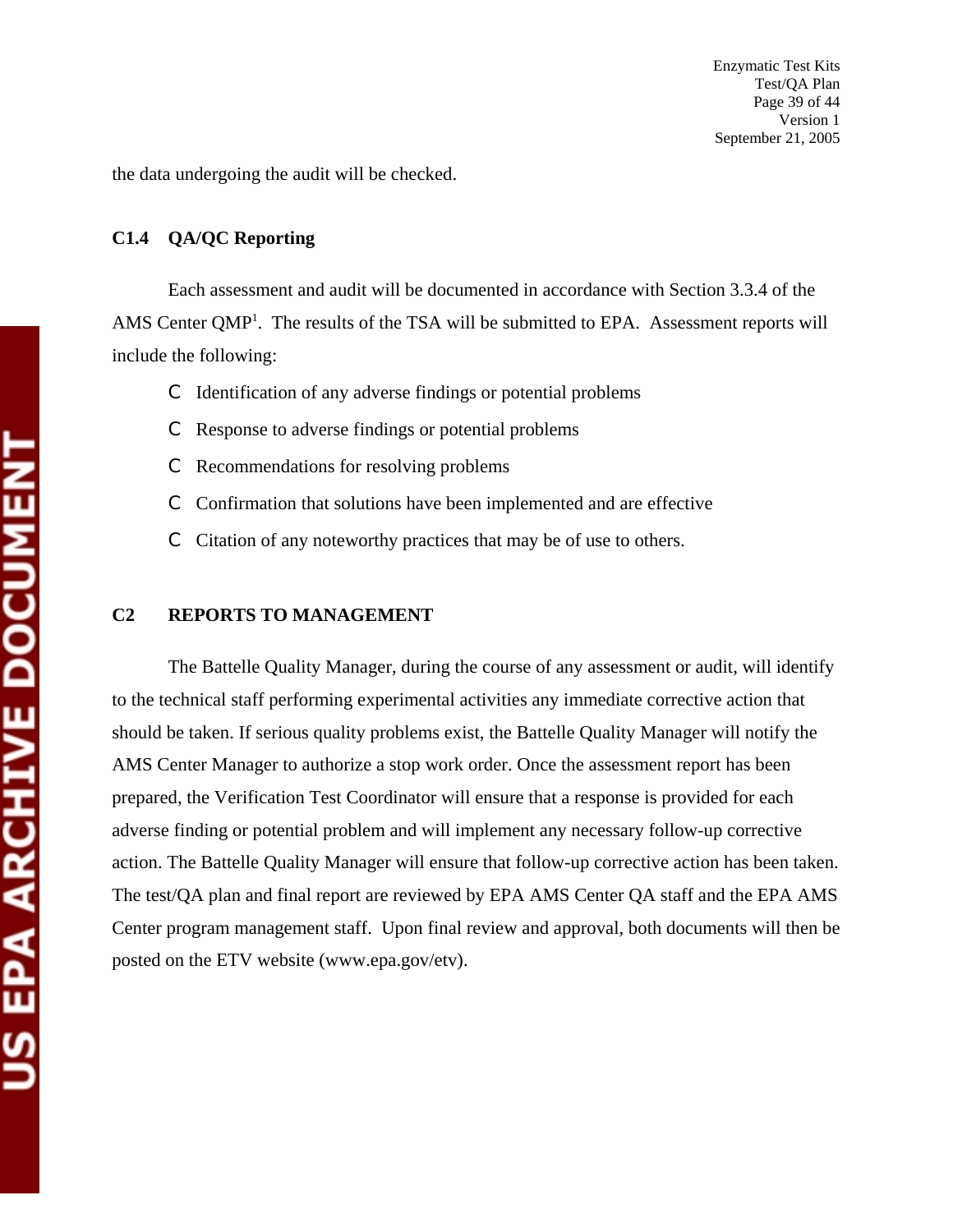the data undergoing the audit will be checked.

### C1.4 QA/QC Reporting

Each assessment and audit will be documented in accordance with Section 3.3.4 of the AMS Center QMP[1]. The results of the TSA will be submitted to EPA. Assessment reports will include the following:

- Identification of any adverse findings or potential problems
- Response to adverse findings or potential problems
- Recommendations for resolving problems
- Confirmation that solutions have been implemented and are effective
- Citation of any noteworthy practices that may be of use to others.

## C2 REPORTS TO MANAGEMENT

The Battelle Quality Manager, during the course of any assessment or audit, will identify to the technical staff performing experimental activities any immediate corrective action that should be taken. If serious quality problems exist, the Battelle Quality Manager will notify the AMS Center Manager to authorize a stop work order. Once the assessment report has been prepared, the Verification Test Coordinator will ensure that a response is provided for each adverse finding or potential problem and will implement any necessary follow-up corrective action. The Battelle Quality Manager will ensure that follow-up corrective action has been taken. The test/QA plan and final report are reviewed by EPA AMS Center QA staff and the EPA AMS Center program management staff. Upon final review and approval, both documents will then be posted on the ETV website (www.epa.gov/etv).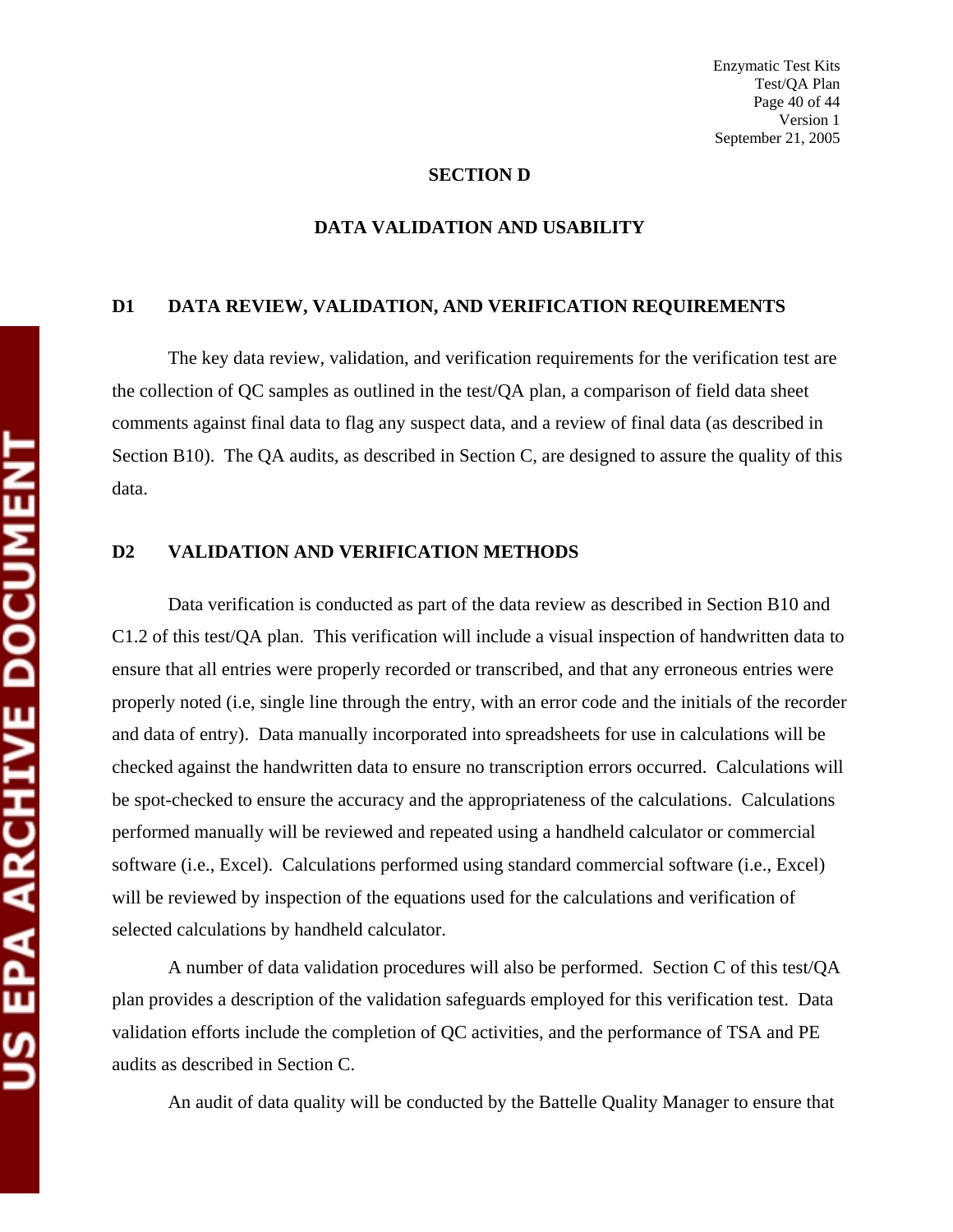## SECTION D

## DATA VALIDATION AND USABILITY

### D1 DATA REVIEW, VALIDATION, AND VERIFICATION REQUIREMENTS

The key data review, validation, and verification requirements for the verification test are the collection of QC samples as outlined in the test/QA plan, a comparison of field data sheet comments against final data to flag any suspect data, and a review of final data (as described in Section B10). The QA audits, as described in Section C, are designed to assure the quality of this data.

### D2 VALIDATION AND VERIFICATION METHODS

Data verification is conducted as part of the data review as described in Section B10 and C1.2 of this test/QA plan. This verification will include a visual inspection of handwritten data to ensure that all entries were properly recorded or transcribed, and that any erroneous entries were properly noted (i.e, single line through the entry, with an error code and the initials of the recorder and data of entry). Data manually incorporated into spreadsheets for use in calculations will be checked against the handwritten data to ensure no transcription errors occurred. Calculations will be spot-checked to ensure the accuracy and the appropriateness of the calculations. Calculations performed manually will be reviewed and repeated using a handheld calculator or commercial software (i.e., Excel). Calculations performed using standard commercial software (i.e., Excel) will be reviewed by inspection of the equations used for the calculations and verification of selected calculations by handheld calculator.

A number of data validation procedures will also be performed. Section C of this test/QA plan provides a description of the validation safeguards employed for this verification test. Data validation efforts include the completion of QC activities, and the performance of TSA and PE audits as described in Section C.

An audit of data quality will be conducted by the Battelle Quality Manager to ensure that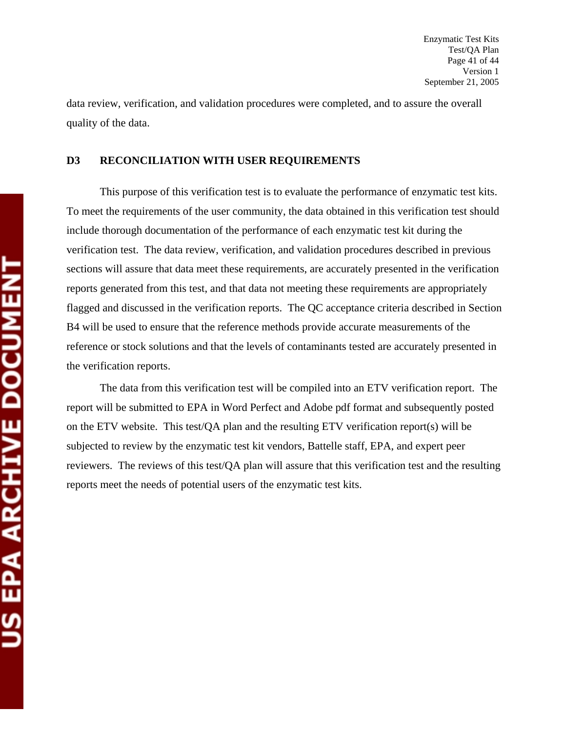data review, verification, and validation procedures were completed, and to assure the overall quality of the data.

## D3 RECONCILIATION WITH USER REQUIREMENTS

This purpose of this verification test is to evaluate the performance of enzymatic test kits. To meet the requirements of the user community, the data obtained in this verification test should include thorough documentation of the performance of each enzymatic test kit during the verification test. The data review, verification, and validation procedures described in previous sections will assure that data meet these requirements, are accurately presented in the verification reports generated from this test, and that data not meeting these requirements are appropriately flagged and discussed in the verification reports. The QC acceptance criteria described in Section B4 will be used to ensure that the reference methods provide accurate measurements of the reference or stock solutions and that the levels of contaminants tested are accurately presented in the verification reports.

The data from this verification test will be compiled into an ETV verification report. The report will be submitted to EPA in Word Perfect and Adobe pdf format and subsequently posted on the ETV website. This test/QA plan and the resulting ETV verification report(s) will be subjected to review by the enzymatic test kit vendors, Battelle staff, EPA, and expert peer reviewers. The reviews of this test/QA plan will assure that this verification test and the resulting reports meet the needs of potential users of the enzymatic test kits.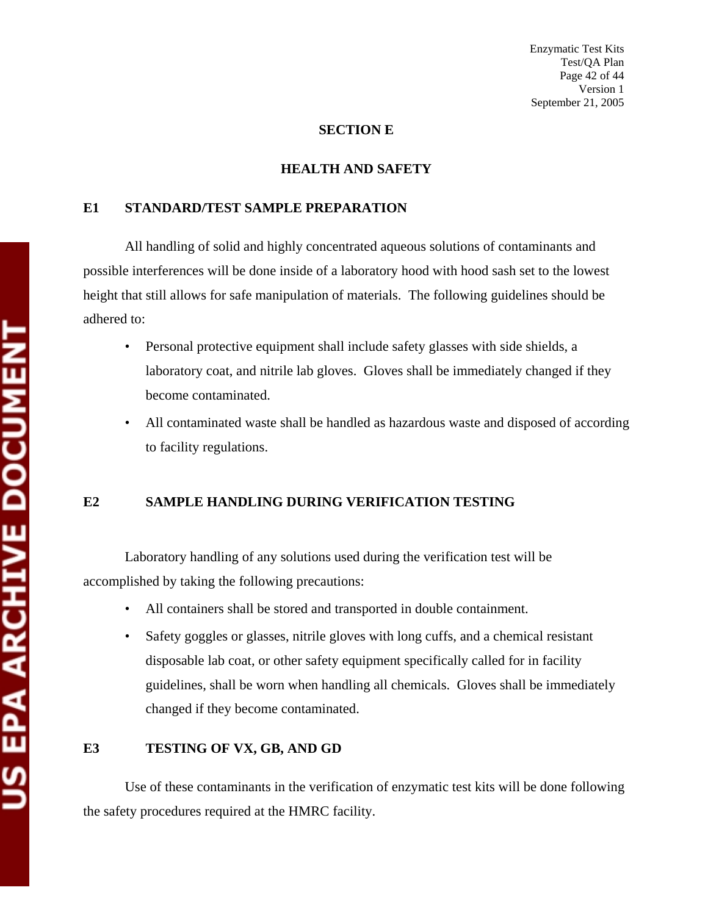# SECTION E

## HEALTH AND SAFETY

### E1 STANDARD/TEST SAMPLE PREPARATION

All handling of solid and highly concentrated aqueous solutions of contaminants and possible interferences will be done inside of a laboratory hood with hood sash set to the lowest height that still allows for safe manipulation of materials. The following guidelines should be adhered to:

- Personal protective equipment shall include safety glasses with side shields, a laboratory coat, and nitrile lab gloves. Gloves shall be immediately changed if they become contaminated.
- All contaminated waste shall be handled as hazardous waste and disposed of according to facility regulations.

### E2 SAMPLE HANDLING DURING VERIFICATION TESTING

Laboratory handling of any solutions used during the verification test will be accomplished by taking the following precautions:

- All containers shall be stored and transported in double containment.
- Safety goggles or glasses, nitrile gloves with long cuffs, and a chemical resistant disposable lab coat, or other safety equipment specifically called for in facility guidelines, shall be worn when handling all chemicals. Gloves shall be immediately changed if they become contaminated.

### E3 TESTING OF VX, GB, AND GD

Use of these contaminants in the verification of enzymatic test kits will be done following the safety procedures required at the HMRC facility.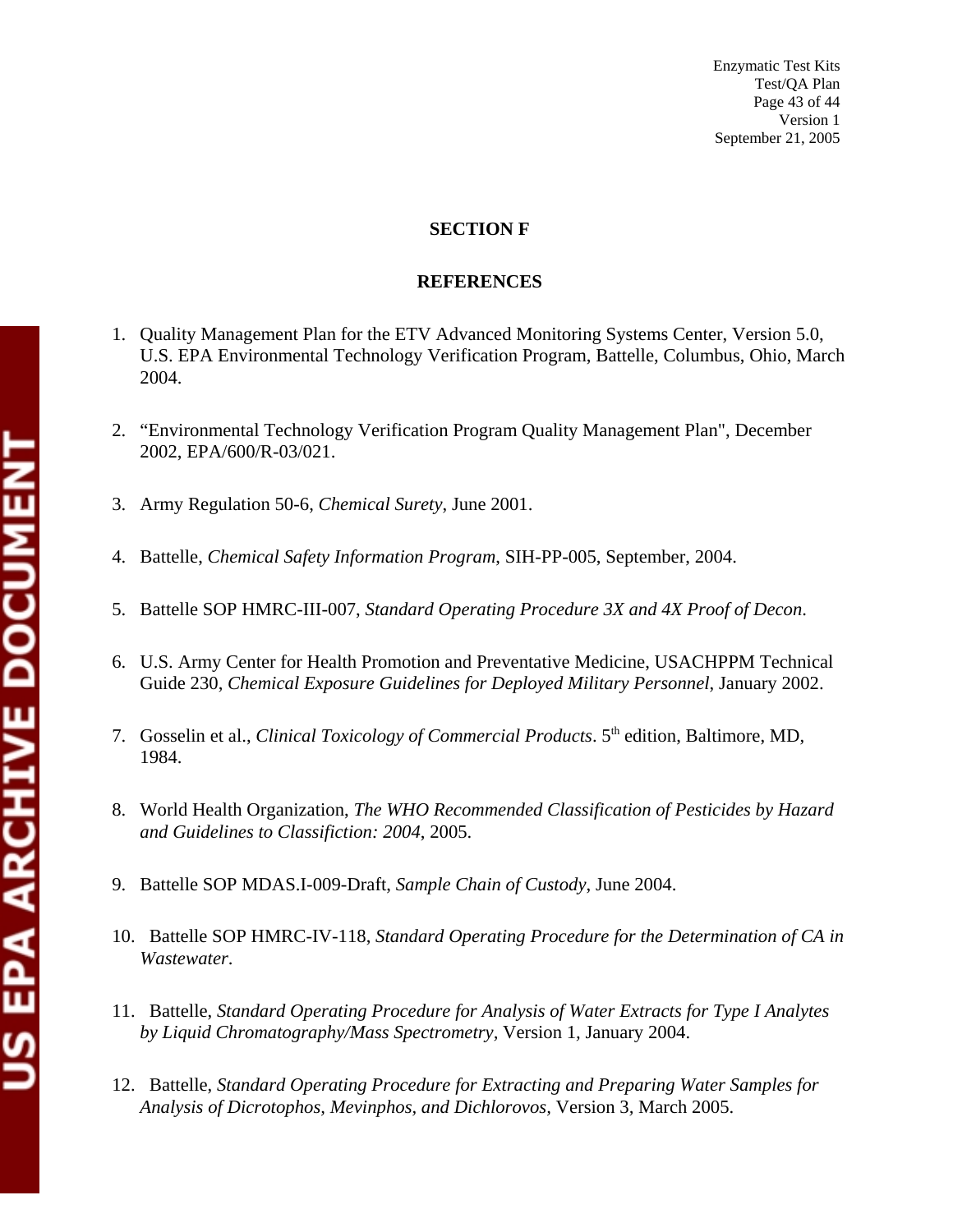# SECTION F

## REFERENCES

1. Quality Management Plan for the ETV Advanced Monitoring Systems Center, Version 5.0, U.S. EPA Environmental Technology Verification Program, Battelle, Columbus, Ohio, March 2004.

2. "Environmental Technology Verification Program Quality Management Plan", December 2002, EPA/600/R-03/021.

3. Army Regulation 50-6, *Chemical Surety*, June 2001.

4. Battelle, *Chemical Safety Information Program*, SIH-PP-005, September, 2004.

5. Battelle SOP HMRC-III-007, *Standard Operating Procedure 3X and 4X Proof of Decon*.

6. U.S. Army Center for Health Promotion and Preventative Medicine, USACHPPM Technical Guide 230, *Chemical Exposure Guidelines for Deployed Military Personnel*, January 2002.

7. Gosselin et al., *Clinical Toxicology of Commercial Products*. 5th edition, Baltimore, MD, 1984.

8. World Health Organization, *The WHO Recommended Classification of Pesticides by Hazard and Guidelines to Classifiction: 2004*, 2005.

9. Battelle SOP MDAS.I-009-Draft, *Sample Chain of Custody*, June 2004.

10. Battelle SOP HMRC-IV-118, *Standard Operating Procedure for the Determination of CA in Wastewater*.

11. Battelle, *Standard Operating Procedure for Analysis of Water Extracts for Type I Analytes by Liquid Chromatography/Mass Spectrometry*, Version 1, January 2004.

12. Battelle, *Standard Operating Procedure for Extracting and Preparing Water Samples for Analysis of Dicrotophos, Mevinphos, and Dichlorovos*, Version 3, March 2005.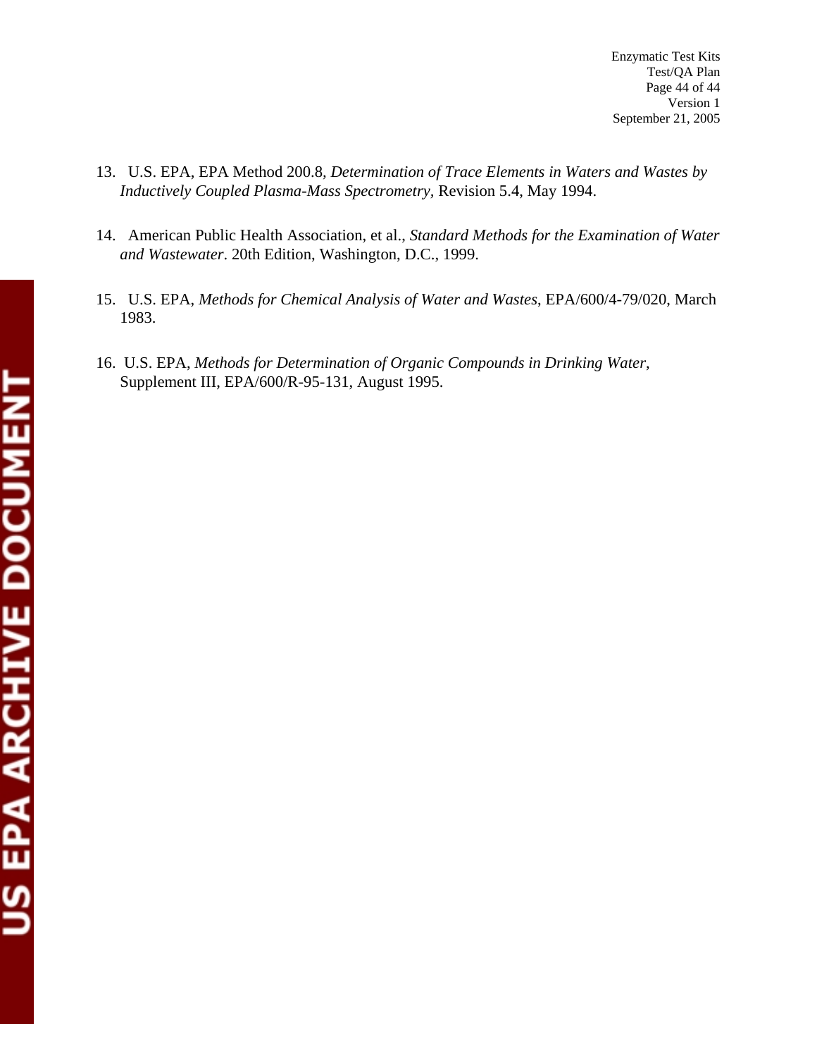13. U.S. EPA, EPA Method 200.8, *Determination of Trace Elements in Waters and Wastes by Inductively Coupled Plasma-Mass Spectrometry*, Revision 5.4, May 1994.

14. American Public Health Association, et al., *Standard Methods for the Examination of Water and Wastewater*. 20th Edition, Washington, D.C., 1999.

15. U.S. EPA, *Methods for Chemical Analysis of Water and Wastes*, EPA/600/4-79/020, March 1983.

16. U.S. EPA, *Methods for Determination of Organic Compounds in Drinking Water*, Supplement III, EPA/600/R-95-131, August 1995.